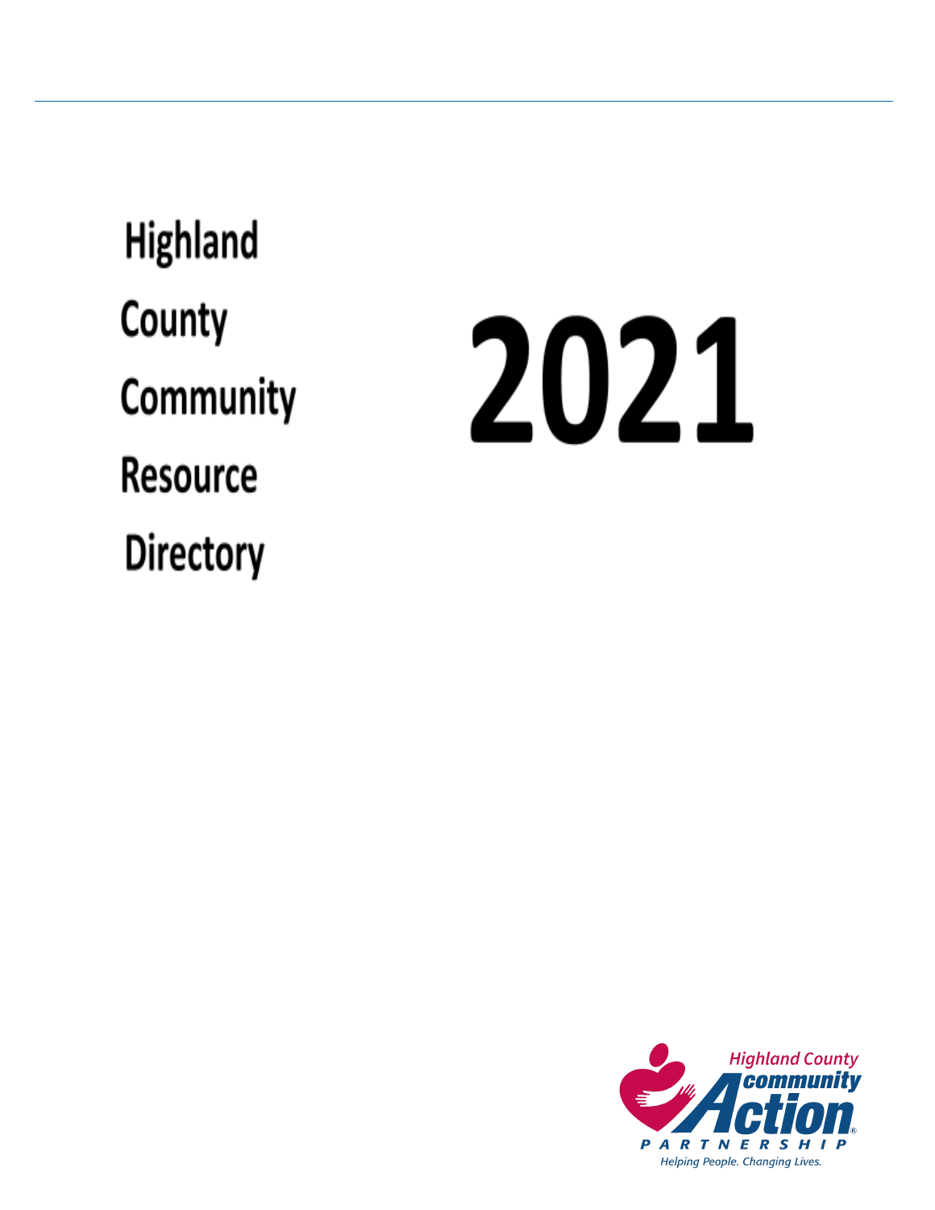# Highland County Community Resource Directory

# 2021

Highland County community Action PARTNERSHIP

*Helping People. Changing Lives.*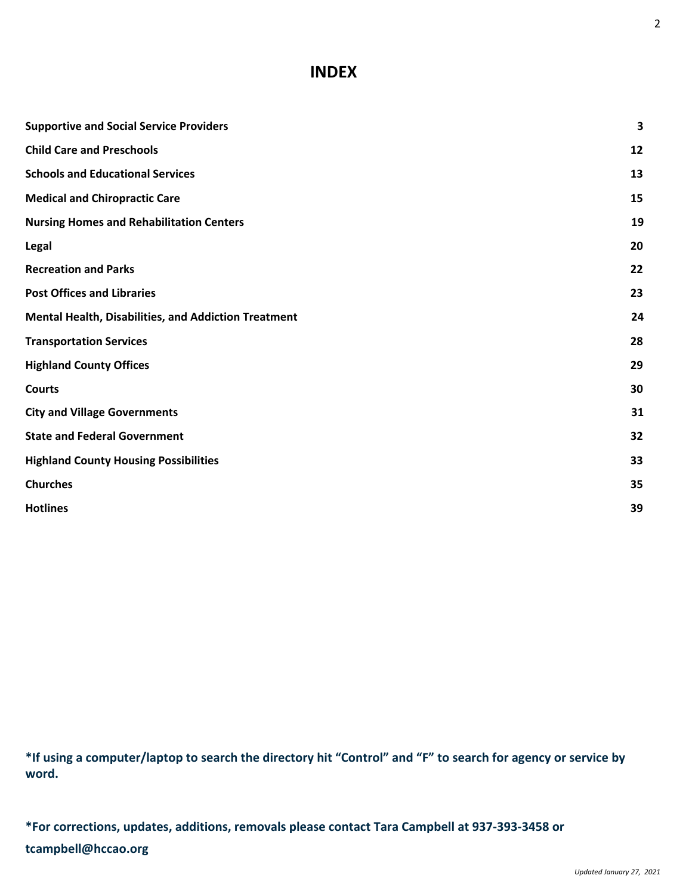# INDEX

| | |
|---|---|
| **Supportive and Social Service Providers** | **3** |
| **Child Care and Preschools** | **12** |
| **Schools and Educational Services** | **13** |
| **Medical and Chiropractic Care** | **15** |
| **Nursing Homes and Rehabilitation Centers** | **19** |
| **Legal** | **20** |
| **Recreation and Parks** | **22** |
| **Post Offices and Libraries** | **23** |
| **Mental Health, Disabilities, and Addiction Treatment** | **24** |
| **Transportation Services** | **28** |
| **Highland County Offices** | **29** |
| **Courts** | **30** |
| **City and Village Governments** | **31** |
| **State and Federal Government** | **32** |
| **Highland County Housing Possibilities** | **33** |
| **Churches** | **35** |
| **Hotlines** | **39** |

**\*If using a computer/laptop to search the directory hit "Control" and "F" to search for agency or service by word.**

**\*For corrections, updates, additions, removals please contact Tara Campbell at 937-393-3458 or tcampbell@hccao.org**

*Updated January 27, 2021*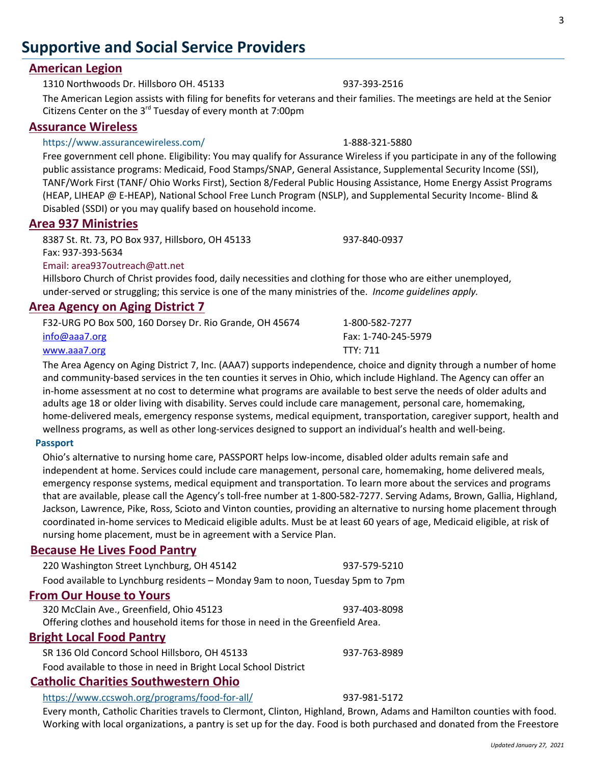# Supportive and Social Service Providers

## American Legion

1310 Northwoods Dr. Hillsboro OH. 45133 — 937-393-2516

The American Legion assists with filing for benefits for veterans and their families. The meetings are held at the Senior Citizens Center on the 3rd Tuesday of every month at 7:00pm

## Assurance Wireless

https://www.assurancewireless.com/ — 1-888-321-5880

Free government cell phone. Eligibility: You may qualify for Assurance Wireless if you participate in any of the following public assistance programs: Medicaid, Food Stamps/SNAP, General Assistance, Supplemental Security Income (SSI), TANF/Work First (TANF/ Ohio Works First), Section 8/Federal Public Housing Assistance, Home Energy Assist Programs (HEAP, LIHEAP @ E-HEAP), National School Free Lunch Program (NSLP), and Supplemental Security Income- Blind & Disabled (SSDI) or you may qualify based on household income.

## Area 937 Ministries

8387 St. Rt. 73, PO Box 937, Hillsboro, OH 45133 — 937-840-0937

Fax: 937-393-5634

Email: area937outreach@att.net

Hillsboro Church of Christ provides food, daily necessities and clothing for those who are either unemployed, under-served or struggling; this service is one of the many ministries of the. *Income guidelines apply.*

## Area Agency on Aging District 7

F32-URG PO Box 500, 160 Dorsey Dr. Rio Grande, OH 45674 — 1-800-582-7277

info@aaa7.org — Fax: 1-740-245-5979

www.aaa7.org — TTY: 711

The Area Agency on Aging District 7, Inc. (AAA7) supports independence, choice and dignity through a number of home and community-based services in the ten counties it serves in Ohio, which include Highland. The Agency can offer an in-home assessment at no cost to determine what programs are available to best serve the needs of older adults and adults age 18 or older living with disability. Serves could include care management, personal care, homemaking, home-delivered meals, emergency response systems, medical equipment, transportation, caregiver support, health and wellness programs, as well as other long-services designed to support an individual's health and well-being.

### Passport

Ohio's alternative to nursing home care, PASSPORT helps low-income, disabled older adults remain safe and independent at home. Services could include care management, personal care, homemaking, home delivered meals, emergency response systems, medical equipment and transportation. To learn more about the services and programs that are available, please call the Agency's toll-free number at 1-800-582-7277. Serving Adams, Brown, Gallia, Highland, Jackson, Lawrence, Pike, Ross, Scioto and Vinton counties, providing an alternative to nursing home placement through coordinated in-home services to Medicaid eligible adults. Must be at least 60 years of age, Medicaid eligible, at risk of nursing home placement, must be in agreement with a Service Plan.

## Because He Lives Food Pantry

220 Washington Street Lynchburg, OH 45142 — 937-579-5210

Food available to Lynchburg residents – Monday 9am to noon, Tuesday 5pm to 7pm

## From Our House to Yours

320 McClain Ave., Greenfield, Ohio 45123 — 937-403-8098

Offering clothes and household items for those in need in the Greenfield Area.

## Bright Local Food Pantry

SR 136 Old Concord School Hillsboro, OH 45133 — 937-763-8989

Food available to those in need in Bright Local School District

## Catholic Charities Southwestern Ohio

https://www.ccswoh.org/programs/food-for-all/ — 937-981-5172

Every month, Catholic Charities travels to Clermont, Clinton, Highland, Brown, Adams and Hamilton counties with food. Working with local organizations, a pantry is set up for the day. Food is both purchased and donated from the Freestore

*Updated January 27, 2021*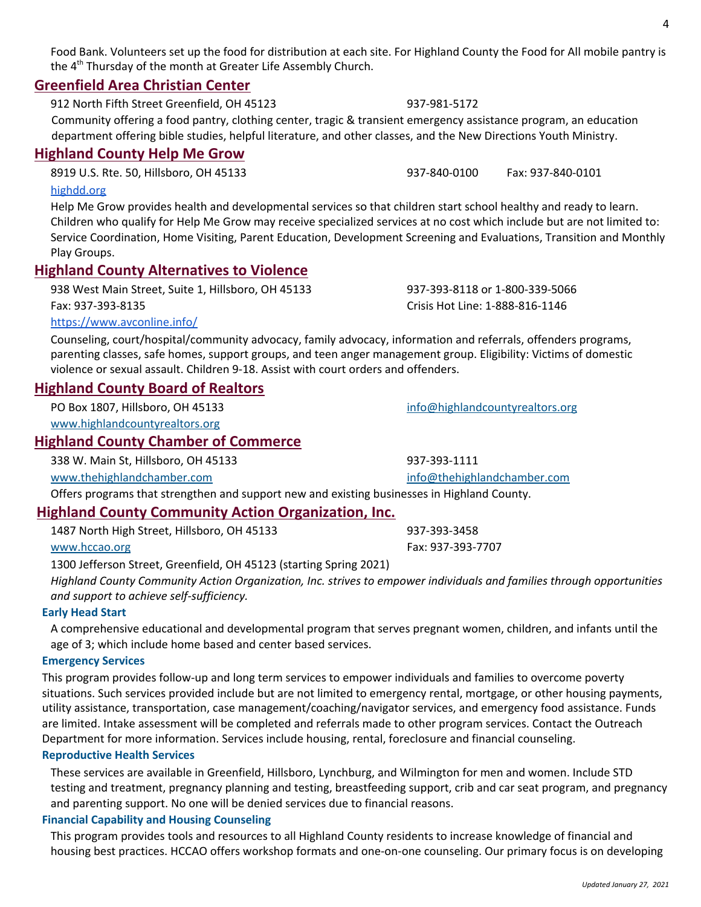Food Bank. Volunteers set up the food for distribution at each site. For Highland County the Food for All mobile pantry is the 4th Thursday of the month at Greater Life Assembly Church.

## Greenfield Area Christian Center

912 North Fifth Street Greenfield, OH 45123 — 937-981-5172

Community offering a food pantry, clothing center, tragic & transient emergency assistance program, an education department offering bible studies, helpful literature, and other classes, and the New Directions Youth Ministry.

## Highland County Help Me Grow

8919 U.S. Rte. 50, Hillsboro, OH 45133 — 937-840-0100 — Fax: 937-840-0101

highdd.org

Help Me Grow provides health and developmental services so that children start school healthy and ready to learn. Children who qualify for Help Me Grow may receive specialized services at no cost which include but are not limited to: Service Coordination, Home Visiting, Parent Education, Development Screening and Evaluations, Transition and Monthly Play Groups.

## Highland County Alternatives to Violence

938 West Main Street, Suite 1, Hillsboro, OH 45133 — 937-393-8118 or 1-800-339-5066

Fax: 937-393-8135 — Crisis Hot Line: 1-888-816-1146

https://www.avconline.info/

Counseling, court/hospital/community advocacy, family advocacy, information and referrals, offenders programs, parenting classes, safe homes, support groups, and teen anger management group. Eligibility: Victims of domestic violence or sexual assault. Children 9-18. Assist with court orders and offenders.

## Highland County Board of Realtors

PO Box 1807, Hillsboro, OH 45133 — info@highlandcountyrealtors.org

www.highlandcountyrealtors.org

## Highland County Chamber of Commerce

338 W. Main St, Hillsboro, OH 45133 — 937-393-1111

www.thehighlandchamber.com — info@thehighlandchamber.com

Offers programs that strengthen and support new and existing businesses in Highland County.

## Highland County Community Action Organization, Inc.

1487 North High Street, Hillsboro, OH 45133 — 937-393-3458

www.hccao.org — Fax: 937-393-7707

1300 Jefferson Street, Greenfield, OH 45123 (starting Spring 2021)

*Highland County Community Action Organization, Inc. strives to empower individuals and families through opportunities and support to achieve self-sufficiency.*

### Early Head Start

A comprehensive educational and developmental program that serves pregnant women, children, and infants until the age of 3; which include home based and center based services.

### Emergency Services

This program provides follow-up and long term services to empower individuals and families to overcome poverty situations. Such services provided include but are not limited to emergency rental, mortgage, or other housing payments, utility assistance, transportation, case management/coaching/navigator services, and emergency food assistance. Funds are limited. Intake assessment will be completed and referrals made to other program services. Contact the Outreach Department for more information. Services include housing, rental, foreclosure and financial counseling.

### Reproductive Health Services

These services are available in Greenfield, Hillsboro, Lynchburg, and Wilmington for men and women. Include STD testing and treatment, pregnancy planning and testing, breastfeeding support, crib and car seat program, and pregnancy and parenting support. No one will be denied services due to financial reasons.

### Financial Capability and Housing Counseling

This program provides tools and resources to all Highland County residents to increase knowledge of financial and housing best practices. HCCAO offers workshop formats and one-on-one counseling. Our primary focus is on developing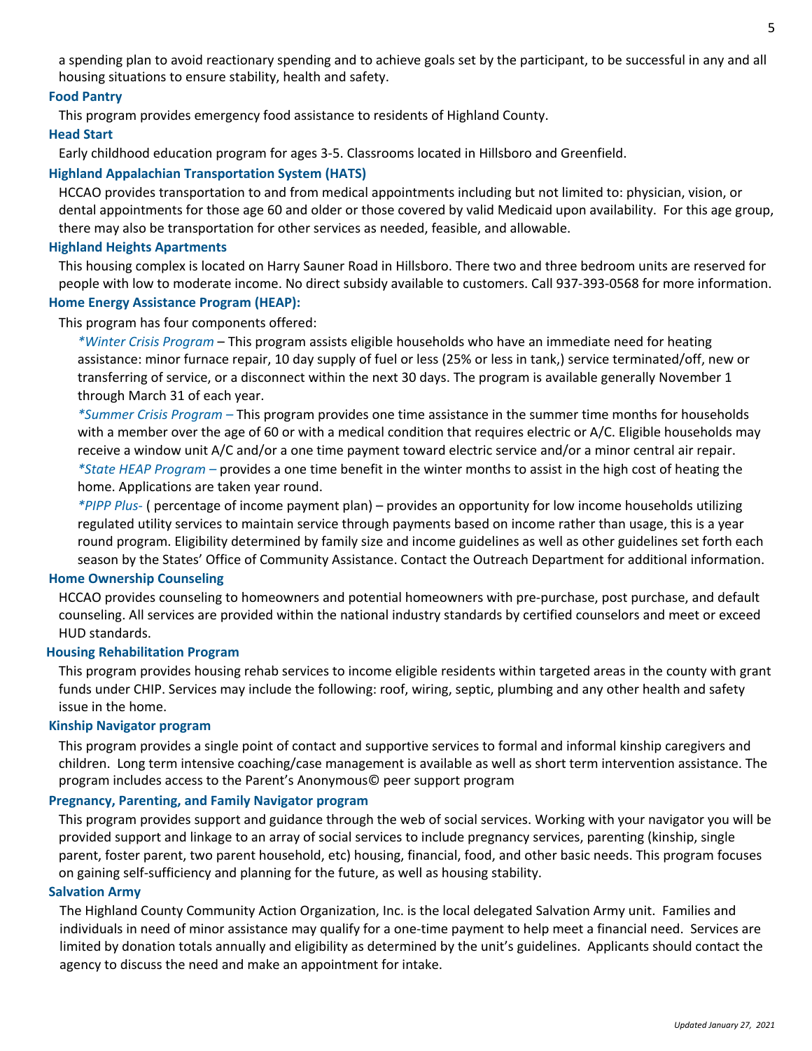a spending plan to avoid reactionary spending and to achieve goals set by the participant, to be successful in any and all housing situations to ensure stability, health and safety.

### Food Pantry

This program provides emergency food assistance to residents of Highland County.

### Head Start

Early childhood education program for ages 3-5. Classrooms located in Hillsboro and Greenfield.

### Highland Appalachian Transportation System (HATS)

HCCAO provides transportation to and from medical appointments including but not limited to: physician, vision, or dental appointments for those age 60 and older or those covered by valid Medicaid upon availability. For this age group, there may also be transportation for other services as needed, feasible, and allowable.

### Highland Heights Apartments

This housing complex is located on Harry Sauner Road in Hillsboro. There two and three bedroom units are reserved for people with low to moderate income. No direct subsidy available to customers. Call 937-393-0568 for more information.

### Home Energy Assistance Program (HEAP):

This program has four components offered:

*\*Winter Crisis Program* – This program assists eligible households who have an immediate need for heating assistance: minor furnace repair, 10 day supply of fuel or less (25% or less in tank,) service terminated/off, new or transferring of service, or a disconnect within the next 30 days. The program is available generally November 1 through March 31 of each year.

*\*Summer Crisis Program –* This program provides one time assistance in the summer time months for households with a member over the age of 60 or with a medical condition that requires electric or A/C. Eligible households may receive a window unit A/C and/or a one time payment toward electric service and/or a minor central air repair.

*\*State HEAP Program –* provides a one time benefit in the winter months to assist in the high cost of heating the home. Applications are taken year round.

*\*PIPP Plus-* ( percentage of income payment plan) – provides an opportunity for low income households utilizing regulated utility services to maintain service through payments based on income rather than usage, this is a year round program. Eligibility determined by family size and income guidelines as well as other guidelines set forth each season by the States' Office of Community Assistance. Contact the Outreach Department for additional information.

### Home Ownership Counseling

HCCAO provides counseling to homeowners and potential homeowners with pre-purchase, post purchase, and default counseling. All services are provided within the national industry standards by certified counselors and meet or exceed HUD standards.

### Housing Rehabilitation Program

This program provides housing rehab services to income eligible residents within targeted areas in the county with grant funds under CHIP. Services may include the following: roof, wiring, septic, plumbing and any other health and safety issue in the home.

### Kinship Navigator program

This program provides a single point of contact and supportive services to formal and informal kinship caregivers and children. Long term intensive coaching/case management is available as well as short term intervention assistance. The program includes access to the Parent's Anonymous© peer support program

### Pregnancy, Parenting, and Family Navigator program

This program provides support and guidance through the web of social services. Working with your navigator you will be provided support and linkage to an array of social services to include pregnancy services, parenting (kinship, single parent, foster parent, two parent household, etc) housing, financial, food, and other basic needs. This program focuses on gaining self-sufficiency and planning for the future, as well as housing stability.

### Salvation Army

The Highland County Community Action Organization, Inc. is the local delegated Salvation Army unit. Families and individuals in need of minor assistance may qualify for a one-time payment to help meet a financial need. Services are limited by donation totals annually and eligibility as determined by the unit's guidelines. Applicants should contact the agency to discuss the need and make an appointment for intake.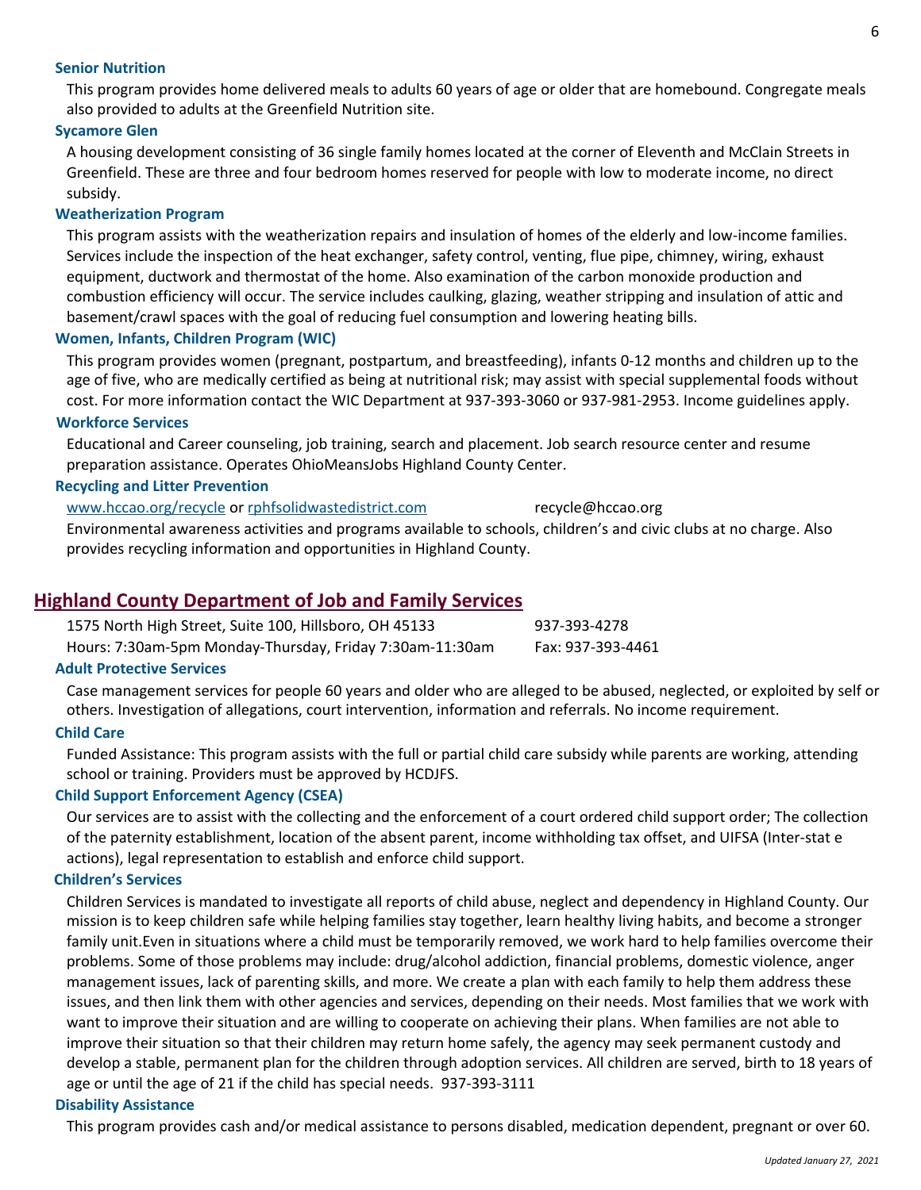### Senior Nutrition

This program provides home delivered meals to adults 60 years of age or older that are homebound. Congregate meals also provided to adults at the Greenfield Nutrition site.

### Sycamore Glen

A housing development consisting of 36 single family homes located at the corner of Eleventh and McClain Streets in Greenfield. These are three and four bedroom homes reserved for people with low to moderate income, no direct subsidy.

### Weatherization Program

This program assists with the weatherization repairs and insulation of homes of the elderly and low-income families. Services include the inspection of the heat exchanger, safety control, venting, flue pipe, chimney, wiring, exhaust equipment, ductwork and thermostat of the home. Also examination of the carbon monoxide production and combustion efficiency will occur. The service includes caulking, glazing, weather stripping and insulation of attic and basement/crawl spaces with the goal of reducing fuel consumption and lowering heating bills.

### Women, Infants, Children Program (WIC)

This program provides women (pregnant, postpartum, and breastfeeding), infants 0-12 months and children up to the age of five, who are medically certified as being at nutritional risk; may assist with special supplemental foods without cost. For more information contact the WIC Department at 937-393-3060 or 937-981-2953. Income guidelines apply.

### Workforce Services

Educational and Career counseling, job training, search and placement. Job search resource center and resume preparation assistance. Operates OhioMeansJobs Highland County Center.

### Recycling and Litter Prevention

www.hccao.org/recycle or rphfsolidwastedistrict.com recycle@hccao.org

Environmental awareness activities and programs available to schools, children's and civic clubs at no charge. Also provides recycling information and opportunities in Highland County.

## Highland County Department of Job and Family Services

1575 North High Street, Suite 100, Hillsboro, OH 45133 937-393-4278

Hours: 7:30am-5pm Monday-Thursday, Friday 7:30am-11:30am Fax: 937-393-4461

### Adult Protective Services

Case management services for people 60 years and older who are alleged to be abused, neglected, or exploited by self or others. Investigation of allegations, court intervention, information and referrals. No income requirement.

### Child Care

Funded Assistance: This program assists with the full or partial child care subsidy while parents are working, attending school or training. Providers must be approved by HCDJFS.

### Child Support Enforcement Agency (CSEA)

Our services are to assist with the collecting and the enforcement of a court ordered child support order; The collection of the paternity establishment, location of the absent parent, income withholding tax offset, and UIFSA (Inter-stat e actions), legal representation to establish and enforce child support.

### Children's Services

Children Services is mandated to investigate all reports of child abuse, neglect and dependency in Highland County. Our mission is to keep children safe while helping families stay together, learn healthy living habits, and become a stronger family unit.Even in situations where a child must be temporarily removed, we work hard to help families overcome their problems. Some of those problems may include: drug/alcohol addiction, financial problems, domestic violence, anger management issues, lack of parenting skills, and more. We create a plan with each family to help them address these issues, and then link them with other agencies and services, depending on their needs. Most families that we work with want to improve their situation and are willing to cooperate on achieving their plans. When families are not able to improve their situation so that their children may return home safely, the agency may seek permanent custody and develop a stable, permanent plan for the children through adoption services. All children are served, birth to 18 years of age or until the age of 21 if the child has special needs. 937-393-3111

### Disability Assistance

This program provides cash and/or medical assistance to persons disabled, medication dependent, pregnant or over 60.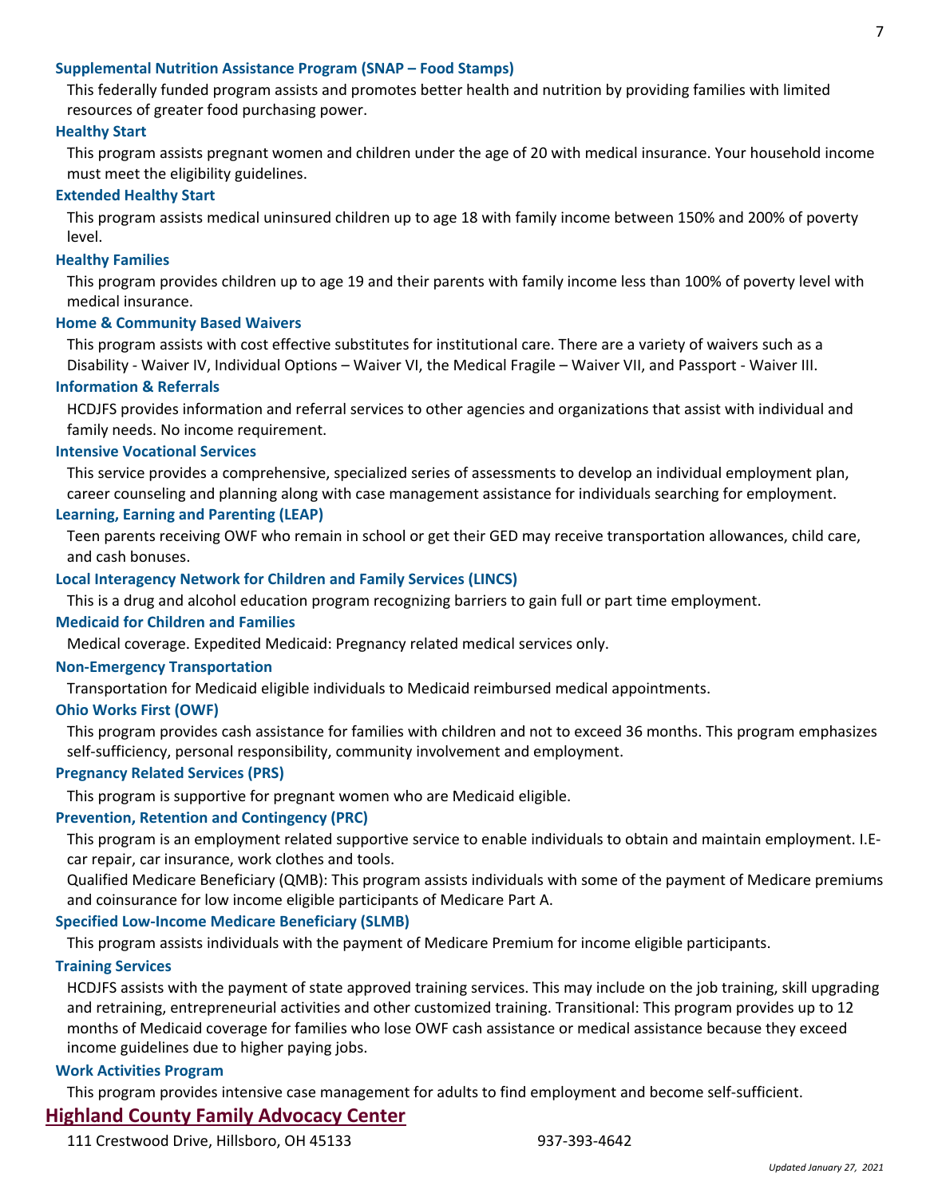### Supplemental Nutrition Assistance Program (SNAP – Food Stamps)

This federally funded program assists and promotes better health and nutrition by providing families with limited resources of greater food purchasing power.

### Healthy Start

This program assists pregnant women and children under the age of 20 with medical insurance. Your household income must meet the eligibility guidelines.

### Extended Healthy Start

This program assists medical uninsured children up to age 18 with family income between 150% and 200% of poverty level.

### Healthy Families

This program provides children up to age 19 and their parents with family income less than 100% of poverty level with medical insurance.

### Home & Community Based Waivers

This program assists with cost effective substitutes for institutional care. There are a variety of waivers such as a Disability - Waiver IV, Individual Options – Waiver VI, the Medical Fragile – Waiver VII, and Passport - Waiver III.

### Information & Referrals

HCDJFS provides information and referral services to other agencies and organizations that assist with individual and family needs. No income requirement.

### Intensive Vocational Services

This service provides a comprehensive, specialized series of assessments to develop an individual employment plan, career counseling and planning along with case management assistance for individuals searching for employment.

### Learning, Earning and Parenting (LEAP)

Teen parents receiving OWF who remain in school or get their GED may receive transportation allowances, child care, and cash bonuses.

### Local Interagency Network for Children and Family Services (LINCS)

This is a drug and alcohol education program recognizing barriers to gain full or part time employment.

### Medicaid for Children and Families

Medical coverage. Expedited Medicaid: Pregnancy related medical services only.

### Non-Emergency Transportation

Transportation for Medicaid eligible individuals to Medicaid reimbursed medical appointments.

### Ohio Works First (OWF)

This program provides cash assistance for families with children and not to exceed 36 months. This program emphasizes self-sufficiency, personal responsibility, community involvement and employment.

### Pregnancy Related Services (PRS)

This program is supportive for pregnant women who are Medicaid eligible.

### Prevention, Retention and Contingency (PRC)

This program is an employment related supportive service to enable individuals to obtain and maintain employment. I.E- car repair, car insurance, work clothes and tools.

Qualified Medicare Beneficiary (QMB): This program assists individuals with some of the payment of Medicare premiums and coinsurance for low income eligible participants of Medicare Part A.

### Specified Low-Income Medicare Beneficiary (SLMB)

This program assists individuals with the payment of Medicare Premium for income eligible participants.

### Training Services

HCDJFS assists with the payment of state approved training services. This may include on the job training, skill upgrading and retraining, entrepreneurial activities and other customized training. Transitional: This program provides up to 12 months of Medicaid coverage for families who lose OWF cash assistance or medical assistance because they exceed income guidelines due to higher paying jobs.

### Work Activities Program

This program provides intensive case management for adults to find employment and become self-sufficient.

## Highland County Family Advocacy Center

111 Crestwood Drive, Hillsboro, OH 45133 937-393-4642

*Updated January 27, 2021*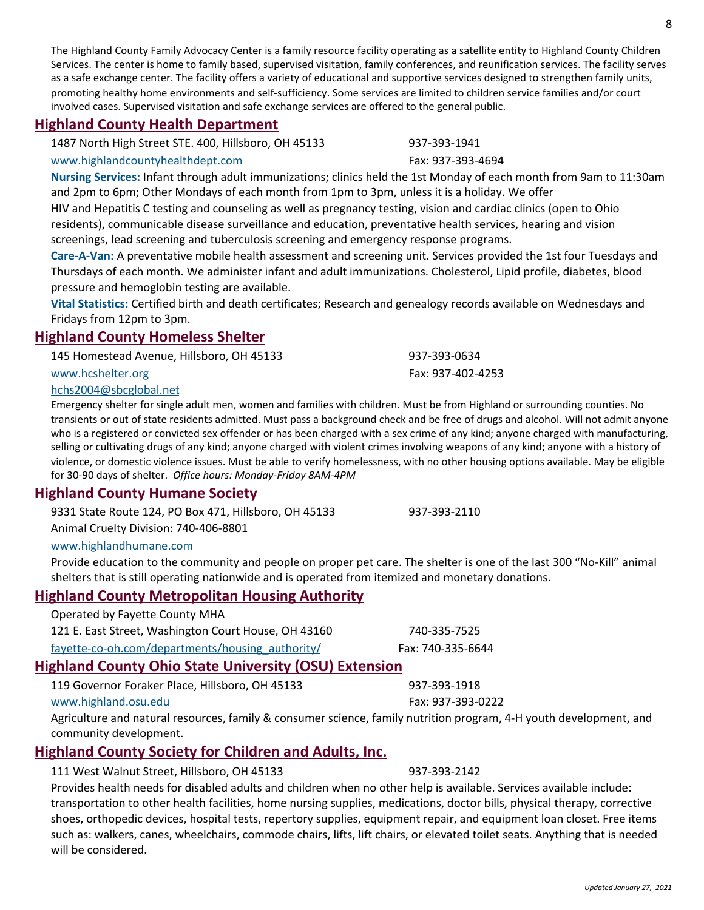The Highland County Family Advocacy Center is a family resource facility operating as a satellite entity to Highland County Children Services. The center is home to family based, supervised visitation, family conferences, and reunification services. The facility serves as a safe exchange center. The facility offers a variety of educational and supportive services designed to strengthen family units, promoting healthy home environments and self-sufficiency. Some services are limited to children service families and/or court involved cases. Supervised visitation and safe exchange services are offered to the general public.

## Highland County Health Department

1487 North High Street STE. 400, Hillsboro, OH 45133 — 937-393-1941

www.highlandcountyhealthdept.com — Fax: 937-393-4694

**Nursing Services:** Infant through adult immunizations; clinics held the 1st Monday of each month from 9am to 11:30am and 2pm to 6pm; Other Mondays of each month from 1pm to 3pm, unless it is a holiday. We offer HIV and Hepatitis C testing and counseling as well as pregnancy testing, vision and cardiac clinics (open to Ohio residents), communicable disease surveillance and education, preventative health services, hearing and vision screenings, lead screening and tuberculosis screening and emergency response programs.

**Care-A-Van:** A preventative mobile health assessment and screening unit. Services provided the 1st four Tuesdays and Thursdays of each month. We administer infant and adult immunizations. Cholesterol, Lipid profile, diabetes, blood pressure and hemoglobin testing are available.

**Vital Statistics:** Certified birth and death certificates; Research and genealogy records available on Wednesdays and Fridays from 12pm to 3pm.

## Highland County Homeless Shelter

145 Homestead Avenue, Hillsboro, OH 45133 — 937-393-0634

www.hcshelter.org — Fax: 937-402-4253

hchs2004@sbcglobal.net

Emergency shelter for single adult men, women and families with children. Must be from Highland or surrounding counties. No transients or out of state residents admitted. Must pass a background check and be free of drugs and alcohol. Will not admit anyone who is a registered or convicted sex offender or has been charged with a sex crime of any kind; anyone charged with manufacturing, selling or cultivating drugs of any kind; anyone charged with violent crimes involving weapons of any kind; anyone with a history of violence, or domestic violence issues. Must be able to verify homelessness, with no other housing options available. May be eligible for 30-90 days of shelter. *Office hours: Monday-Friday 8AM-4PM*

## Highland County Humane Society

9331 State Route 124, PO Box 471, Hillsboro, OH 45133 — 937-393-2110

Animal Cruelty Division: 740-406-8801

www.highlandhumane.com

Provide education to the community and people on proper pet care. The shelter is one of the last 300 "No-Kill" animal shelters that is still operating nationwide and is operated from itemized and monetary donations.

## Highland County Metropolitan Housing Authority

Operated by Fayette County MHA

121 E. East Street, Washington Court House, OH 43160 — 740-335-7525

fayette-co-oh.com/departments/housing_authority/ — Fax: 740-335-6644

## Highland County Ohio State University (OSU) Extension

119 Governor Foraker Place, Hillsboro, OH 45133 — 937-393-1918

www.highland.osu.edu — Fax: 937-393-0222

Agriculture and natural resources, family & consumer science, family nutrition program, 4-H youth development, and community development.

## Highland County Society for Children and Adults, Inc.

111 West Walnut Street, Hillsboro, OH 45133 — 937-393-2142

Provides health needs for disabled adults and children when no other help is available. Services available include: transportation to other health facilities, home nursing supplies, medications, doctor bills, physical therapy, corrective shoes, orthopedic devices, hospital tests, repertory supplies, equipment repair, and equipment loan closet. Free items such as: walkers, canes, wheelchairs, commode chairs, lifts, lift chairs, or elevated toilet seats. Anything that is needed will be considered.

*Updated January 27, 2021*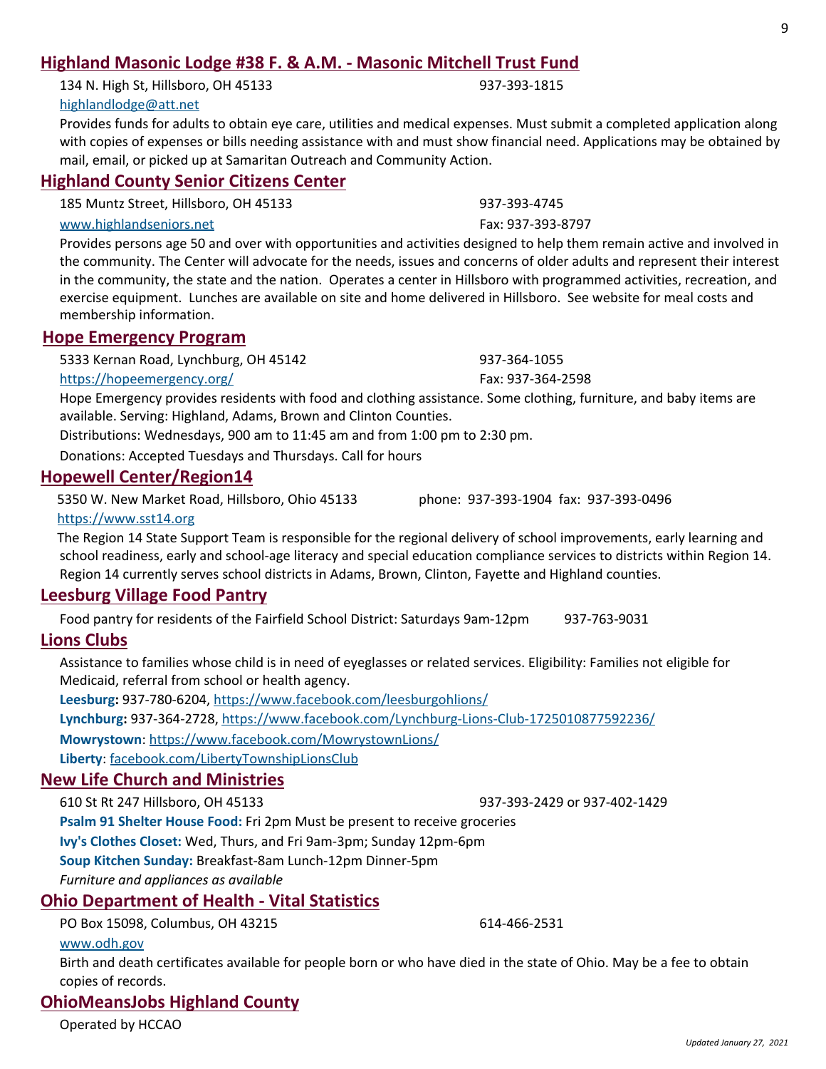## Highland Masonic Lodge #38 F. & A.M. - Masonic Mitchell Trust Fund

134 N. High St, Hillsboro, OH 45133 937-393-1815

highlandlodge@att.net

Provides funds for adults to obtain eye care, utilities and medical expenses. Must submit a completed application along with copies of expenses or bills needing assistance with and must show financial need. Applications may be obtained by mail, email, or picked up at Samaritan Outreach and Community Action.

## Highland County Senior Citizens Center

185 Muntz Street, Hillsboro, OH 45133 937-393-4745

www.highlandseniors.net Fax: 937-393-8797

Provides persons age 50 and over with opportunities and activities designed to help them remain active and involved in the community. The Center will advocate for the needs, issues and concerns of older adults and represent their interest in the community, the state and the nation. Operates a center in Hillsboro with programmed activities, recreation, and exercise equipment. Lunches are available on site and home delivered in Hillsboro. See website for meal costs and membership information.

## Hope Emergency Program

5333 Kernan Road, Lynchburg, OH 45142 937-364-1055

https://hopeemergency.org/ Fax: 937-364-2598

Hope Emergency provides residents with food and clothing assistance. Some clothing, furniture, and baby items are available. Serving: Highland, Adams, Brown and Clinton Counties.

Distributions: Wednesdays, 900 am to 11:45 am and from 1:00 pm to 2:30 pm.

Donations: Accepted Tuesdays and Thursdays. Call for hours

## Hopewell Center/Region14

5350 W. New Market Road, Hillsboro, Ohio 45133 phone: 937-393-1904 fax: 937-393-0496

https://www.sst14.org

The Region 14 State Support Team is responsible for the regional delivery of school improvements, early learning and school readiness, early and school-age literacy and special education compliance services to districts within Region 14. Region 14 currently serves school districts in Adams, Brown, Clinton, Fayette and Highland counties.

## Leesburg Village Food Pantry

Food pantry for residents of the Fairfield School District: Saturdays 9am-12pm 937-763-9031

## Lions Clubs

Assistance to families whose child is in need of eyeglasses or related services. Eligibility: Families not eligible for Medicaid, referral from school or health agency.

**Leesburg:** 937-780-6204, https://www.facebook.com/leesburgohlions/

**Lynchburg:** 937-364-2728, https://www.facebook.com/Lynchburg-Lions-Club-1725010877592236/

**Mowrystown**: https://www.facebook.com/MowrystownLions/

**Liberty**: facebook.com/LibertyTownshipLionsClub

## New Life Church and Ministries

610 St Rt 247 Hillsboro, OH 45133 937-393-2429 or 937-402-1429

**Psalm 91 Shelter House Food:** Fri 2pm Must be present to receive groceries

**Ivy's Clothes Closet:** Wed, Thurs, and Fri 9am-3pm; Sunday 12pm-6pm

**Soup Kitchen Sunday:** Breakfast-8am Lunch-12pm Dinner-5pm

*Furniture and appliances as available*

## Ohio Department of Health - Vital Statistics

PO Box 15098, Columbus, OH 43215 614-466-2531

www.odh.gov

Birth and death certificates available for people born or who have died in the state of Ohio. May be a fee to obtain copies of records.

## OhioMeansJobs Highland County

Operated by HCCAO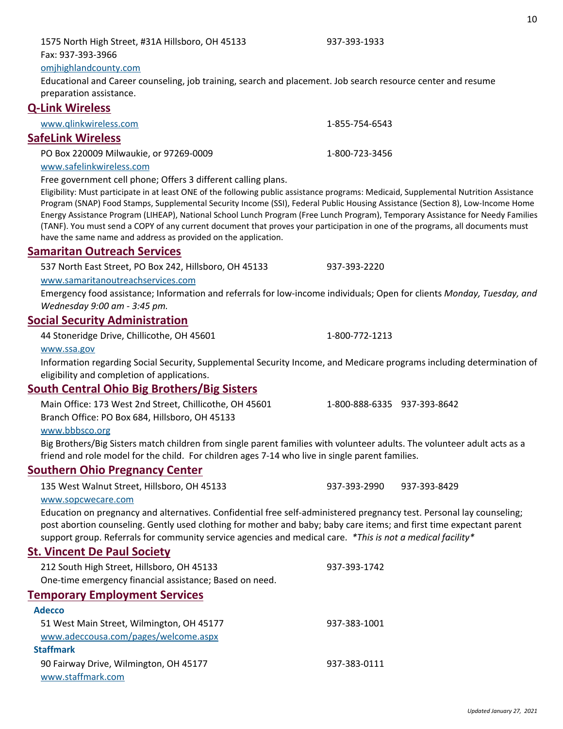1575 North High Street, #31A Hillsboro, OH 45133 937-393-1933

Fax: 937-393-3966

omjhighlandcounty.com

Educational and Career counseling, job training, search and placement. Job search resource center and resume preparation assistance.

## Q-Link Wireless

www.qlinkwireless.com 1-855-754-6543

## SafeLink Wireless

PO Box 220009 Milwaukie, or 97269-0009 1-800-723-3456

www.safelinkwireless.com

Free government cell phone; Offers 3 different calling plans.

Eligibility: Must participate in at least ONE of the following public assistance programs: Medicaid, Supplemental Nutrition Assistance Program (SNAP) Food Stamps, Supplemental Security Income (SSI), Federal Public Housing Assistance (Section 8), Low-Income Home Energy Assistance Program (LIHEAP), National School Lunch Program (Free Lunch Program), Temporary Assistance for Needy Families (TANF). You must send a COPY of any current document that proves your participation in one of the programs, all documents must have the same name and address as provided on the application.

## Samaritan Outreach Services

537 North East Street, PO Box 242, Hillsboro, OH 45133 937-393-2220

www.samaritanoutreachservices.com

Emergency food assistance; Information and referrals for low-income individuals; Open for clients *Monday, Tuesday, and Wednesday 9:00 am - 3:45 pm.*

## Social Security Administration

44 Stoneridge Drive, Chillicothe, OH 45601 1-800-772-1213

www.ssa.gov

Information regarding Social Security, Supplemental Security Income, and Medicare programs including determination of eligibility and completion of applications.

## South Central Ohio Big Brothers/Big Sisters

Main Office: 173 West 2nd Street, Chillicothe, OH 45601 1-800-888-6335 937-393-8642

Branch Office: PO Box 684, Hillsboro, OH 45133

www.bbbsco.org

Big Brothers/Big Sisters match children from single parent families with volunteer adults. The volunteer adult acts as a friend and role model for the child. For children ages 7-14 who live in single parent families.

## Southern Ohio Pregnancy Center

135 West Walnut Street, Hillsboro, OH 45133 937-393-2990 937-393-8429

www.sopcwecare.com

Education on pregnancy and alternatives. Confidential free self-administered pregnancy test. Personal lay counseling; post abortion counseling. Gently used clothing for mother and baby; baby care items; and first time expectant parent support group. Referrals for community service agencies and medical care. *\*This is not a medical facility\**

## St. Vincent De Paul Society

212 South High Street, Hillsboro, OH 45133 937-393-1742

One-time emergency financial assistance; Based on need.

## Temporary Employment Services

### Adecco

51 West Main Street, Wilmington, OH 45177 937-383-1001

www.adeccousa.com/pages/welcome.aspx

### Staffmark

90 Fairway Drive, Wilmington, OH 45177 937-383-0111

www.staffmark.com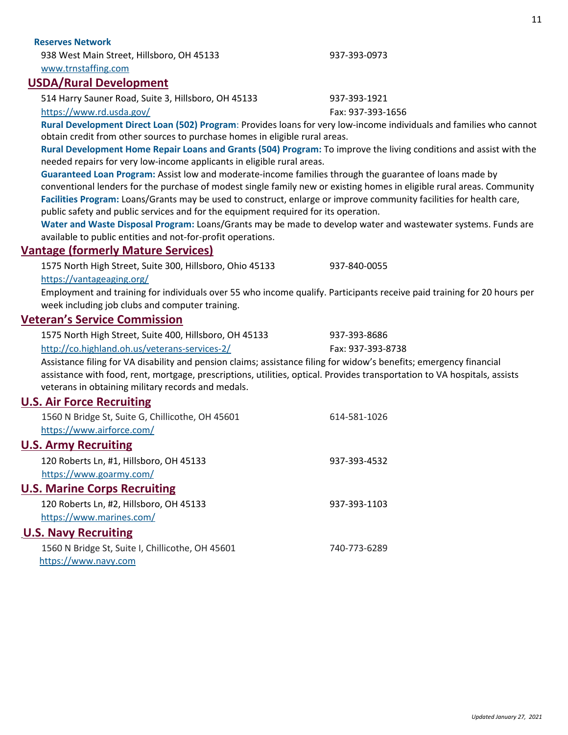**Reserves Network**

938 West Main Street, Hillsboro, OH 45133 937-393-0973
www.trnstaffing.com

## USDA/Rural Development

514 Harry Sauner Road, Suite 3, Hillsboro, OH 45133 937-393-1921
https://www.rd.usda.gov/ Fax: 937-393-1656

**Rural Development Direct Loan (502) Program**: Provides loans for very low-income individuals and families who cannot obtain credit from other sources to purchase homes in eligible rural areas.

**Rural Development Home Repair Loans and Grants (504) Program:** To improve the living conditions and assist with the needed repairs for very low-income applicants in eligible rural areas.

**Guaranteed Loan Program:** Assist low and moderate-income families through the guarantee of loans made by conventional lenders for the purchase of modest single family new or existing homes in eligible rural areas. Community **Facilities Program:** Loans/Grants may be used to construct, enlarge or improve community facilities for health care, public safety and public services and for the equipment required for its operation.

**Water and Waste Disposal Program:** Loans/Grants may be made to develop water and wastewater systems. Funds are available to public entities and not-for-profit operations.

## Vantage (formerly Mature Services)

1575 North High Street, Suite 300, Hillsboro, Ohio 45133 937-840-0055
https://vantageaging.org/

Employment and training for individuals over 55 who income qualify. Participants receive paid training for 20 hours per week including job clubs and computer training.

## Veteran's Service Commission

1575 North High Street, Suite 400, Hillsboro, OH 45133 937-393-8686
http://co.highland.oh.us/veterans-services-2/ Fax: 937-393-8738

Assistance filing for VA disability and pension claims; assistance filing for widow's benefits; emergency financial assistance with food, rent, mortgage, prescriptions, utilities, optical. Provides transportation to VA hospitals, assists veterans in obtaining military records and medals.

## U.S. Air Force Recruiting

1560 N Bridge St, Suite G, Chillicothe, OH 45601 614-581-1026
https://www.airforce.com/

## U.S. Army Recruiting

120 Roberts Ln, #1, Hillsboro, OH 45133 937-393-4532
https://www.goarmy.com/

## U.S. Marine Corps Recruiting

120 Roberts Ln, #2, Hillsboro, OH 45133 937-393-1103
https://www.marines.com/

## U.S. Navy Recruiting

1560 N Bridge St, Suite I, Chillicothe, OH 45601 740-773-6289
https://www.navy.com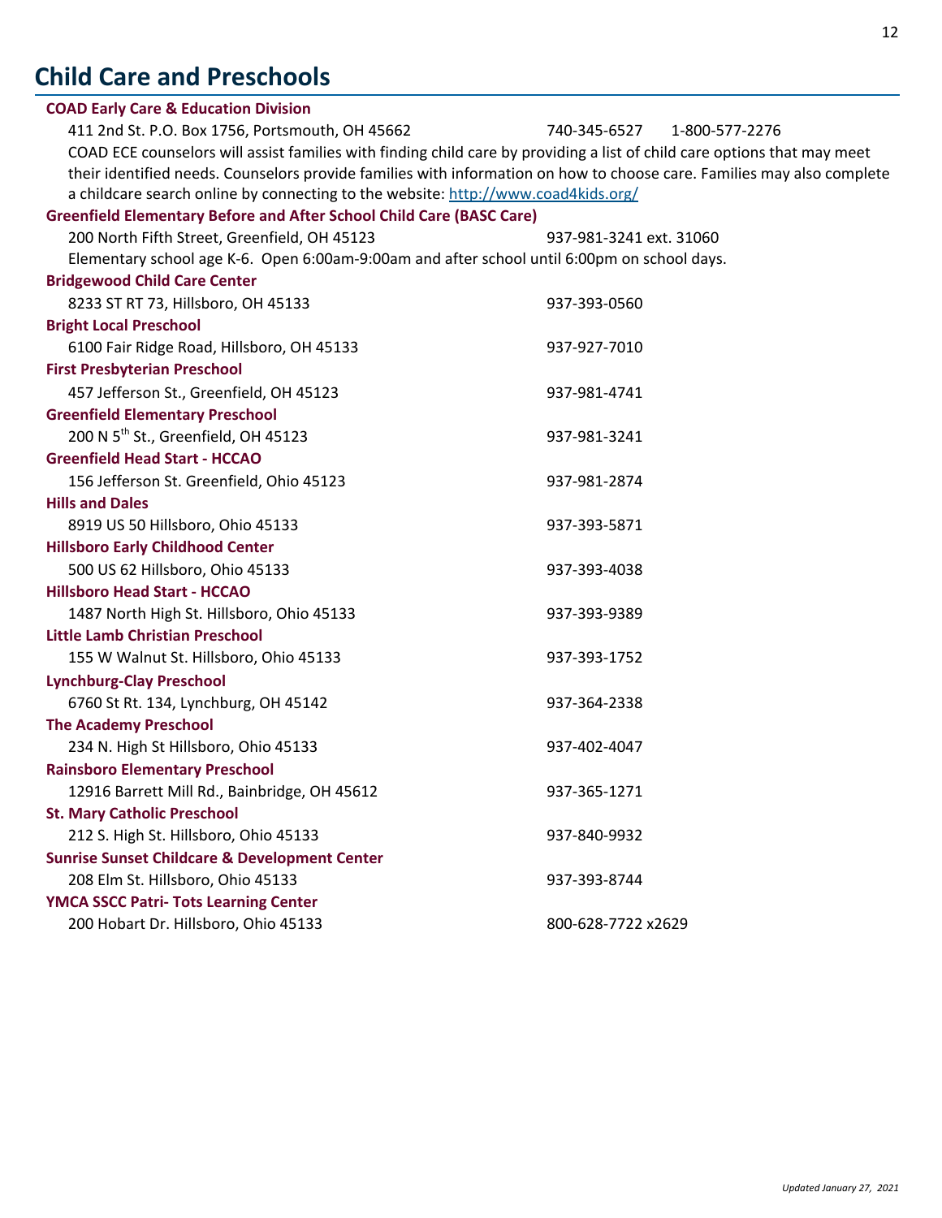# Child Care and Preschools

**COAD Early Care & Education Division**

411 2nd St. P.O. Box 1756, Portsmouth, OH 45662 — 740-345-6527 — 1-800-577-2276

COAD ECE counselors will assist families with finding child care by providing a list of child care options that may meet their identified needs. Counselors provide families with information on how to choose care. Families may also complete a childcare search online by connecting to the website: [http://www.coad4kids.org/](http://www.coad4kids.org/)

**Greenfield Elementary Before and After School Child Care (BASC Care)**

200 North Fifth Street, Greenfield, OH 45123 — 937-981-3241 ext. 31060

Elementary school age K-6. Open 6:00am-9:00am and after school until 6:00pm on school days.

**Bridgewood Child Care Center**

8233 ST RT 73, Hillsboro, OH 45133 — 937-393-0560

**Bright Local Preschool**

6100 Fair Ridge Road, Hillsboro, OH 45133 — 937-927-7010

**First Presbyterian Preschool**

457 Jefferson St., Greenfield, OH 45123 — 937-981-4741

**Greenfield Elementary Preschool**

200 N 5th St., Greenfield, OH 45123 — 937-981-3241

**Greenfield Head Start - HCCAO**

156 Jefferson St. Greenfield, Ohio 45123 — 937-981-2874

**Hills and Dales**

8919 US 50 Hillsboro, Ohio 45133 — 937-393-5871

**Hillsboro Early Childhood Center**

500 US 62 Hillsboro, Ohio 45133 — 937-393-4038

**Hillsboro Head Start - HCCAO**

1487 North High St. Hillsboro, Ohio 45133 — 937-393-9389

**Little Lamb Christian Preschool**

155 W Walnut St. Hillsboro, Ohio 45133 — 937-393-1752

**Lynchburg-Clay Preschool**

6760 St Rt. 134, Lynchburg, OH 45142 — 937-364-2338

**The Academy Preschool**

234 N. High St Hillsboro, Ohio 45133 — 937-402-4047

**Rainsboro Elementary Preschool**

12916 Barrett Mill Rd., Bainbridge, OH 45612 — 937-365-1271

**St. Mary Catholic Preschool**

212 S. High St. Hillsboro, Ohio 45133 — 937-840-9932

**Sunrise Sunset Childcare & Development Center**

208 Elm St. Hillsboro, Ohio 45133 — 937-393-8744

**YMCA SSCC Patri- Tots Learning Center**

200 Hobart Dr. Hillsboro, Ohio 45133 — 800-628-7722 x2629

*Updated January 27, 2021*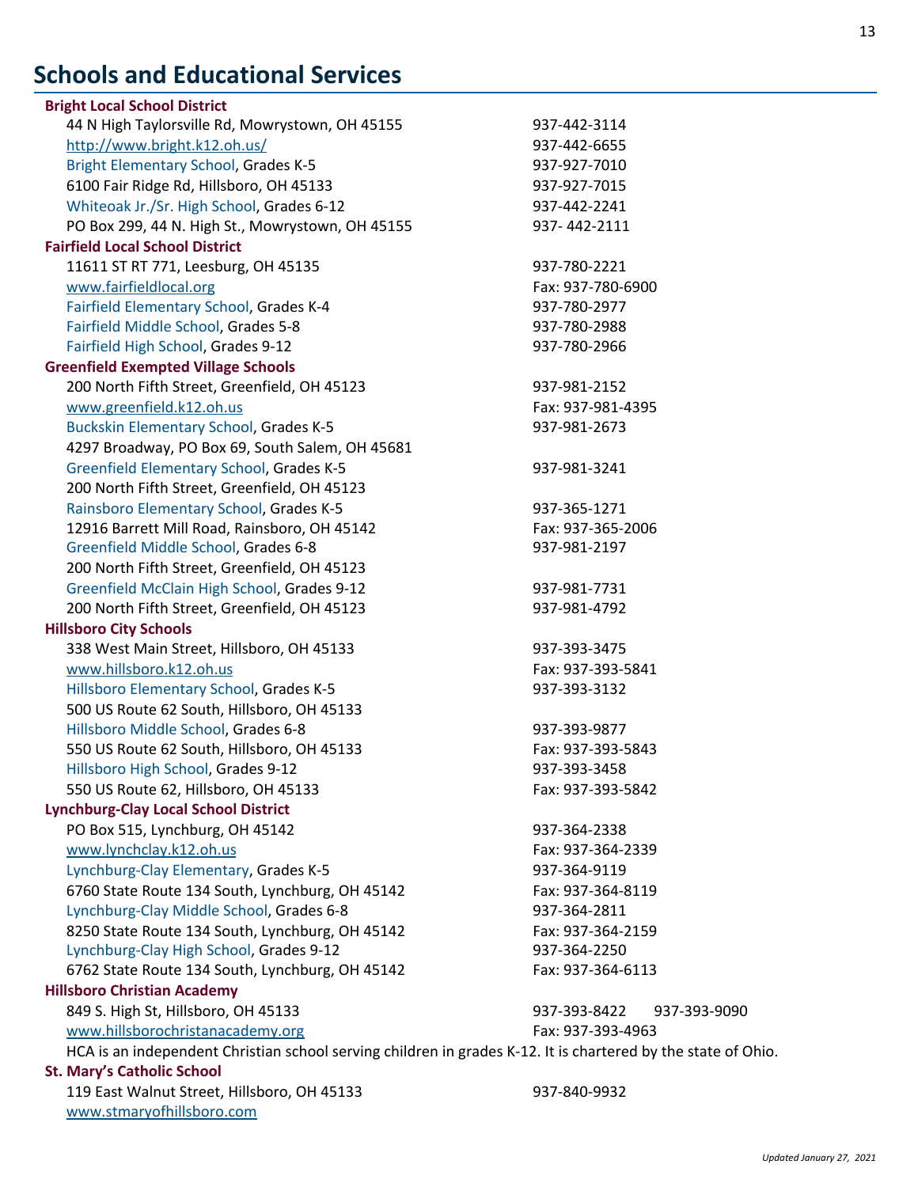# Schools and Educational Services

**Bright Local School District**

| | |
|---|---|
| 44 N High Taylorsville Rd, Mowrystown, OH 45155 | 937-442-3114 |
| http://www.bright.k12.oh.us/ | 937-442-6655 |
| Bright Elementary School, Grades K-5 | 937-927-7010 |
| 6100 Fair Ridge Rd, Hillsboro, OH 45133 | 937-927-7015 |
| Whiteoak Jr./Sr. High School, Grades 6-12 | 937-442-2241 |
| PO Box 299, 44 N. High St., Mowrystown, OH 45155 | 937- 442-2111 |

**Fairfield Local School District**

| | |
|---|---|
| 11611 ST RT 771, Leesburg, OH 45135 | 937-780-2221 |
| www.fairfieldlocal.org | Fax: 937-780-6900 |
| Fairfield Elementary School, Grades K-4 | 937-780-2977 |
| Fairfield Middle School, Grades 5-8 | 937-780-2988 |
| Fairfield High School, Grades 9-12 | 937-780-2966 |

**Greenfield Exempted Village Schools**

| | |
|---|---|
| 200 North Fifth Street, Greenfield, OH 45123 | 937-981-2152 |
| www.greenfield.k12.oh.us | Fax: 937-981-4395 |
| Buckskin Elementary School, Grades K-5 | 937-981-2673 |
| 4297 Broadway, PO Box 69, South Salem, OH 45681 | |
| Greenfield Elementary School, Grades K-5 | 937-981-3241 |
| 200 North Fifth Street, Greenfield, OH 45123 | |
| Rainsboro Elementary School, Grades K-5 | 937-365-1271 |
| 12916 Barrett Mill Road, Rainsboro, OH 45142 | Fax: 937-365-2006 |
| Greenfield Middle School, Grades 6-8 | 937-981-2197 |
| 200 North Fifth Street, Greenfield, OH 45123 | |
| Greenfield McClain High School, Grades 9-12 | 937-981-7731 |
| 200 North Fifth Street, Greenfield, OH 45123 | 937-981-4792 |

**Hillsboro City Schools**

| | |
|---|---|
| 338 West Main Street, Hillsboro, OH 45133 | 937-393-3475 |
| www.hillsboro.k12.oh.us | Fax: 937-393-5841 |
| Hillsboro Elementary School, Grades K-5 | 937-393-3132 |
| 500 US Route 62 South, Hillsboro, OH 45133 | |
| Hillsboro Middle School, Grades 6-8 | 937-393-9877 |
| 550 US Route 62 South, Hillsboro, OH 45133 | Fax: 937-393-5843 |
| Hillsboro High School, Grades 9-12 | 937-393-3458 |
| 550 US Route 62, Hillsboro, OH 45133 | Fax: 937-393-5842 |

**Lynchburg-Clay Local School District**

| | |
|---|---|
| PO Box 515, Lynchburg, OH 45142 | 937-364-2338 |
| www.lynchclay.k12.oh.us | Fax: 937-364-2339 |
| Lynchburg-Clay Elementary, Grades K-5 | 937-364-9119 |
| 6760 State Route 134 South, Lynchburg, OH 45142 | Fax: 937-364-8119 |
| Lynchburg-Clay Middle School, Grades 6-8 | 937-364-2811 |
| 8250 State Route 134 South, Lynchburg, OH 45142 | Fax: 937-364-2159 |
| Lynchburg-Clay High School, Grades 9-12 | 937-364-2250 |
| 6762 State Route 134 South, Lynchburg, OH 45142 | Fax: 937-364-6113 |

**Hillsboro Christian Academy**

| | |
|---|---|
| 849 S. High St, Hillsboro, OH 45133 | 937-393-8422 937-393-9090 |
| www.hillsborochristanacademy.org | Fax: 937-393-4963 |

HCA is an independent Christian school serving children in grades K-12. It is chartered by the state of Ohio.

**St. Mary's Catholic School**

| | |
|---|---|
| 119 East Walnut Street, Hillsboro, OH 45133 | 937-840-9932 |
| www.stmaryofhillsboro.com | |

*Updated January 27, 2021*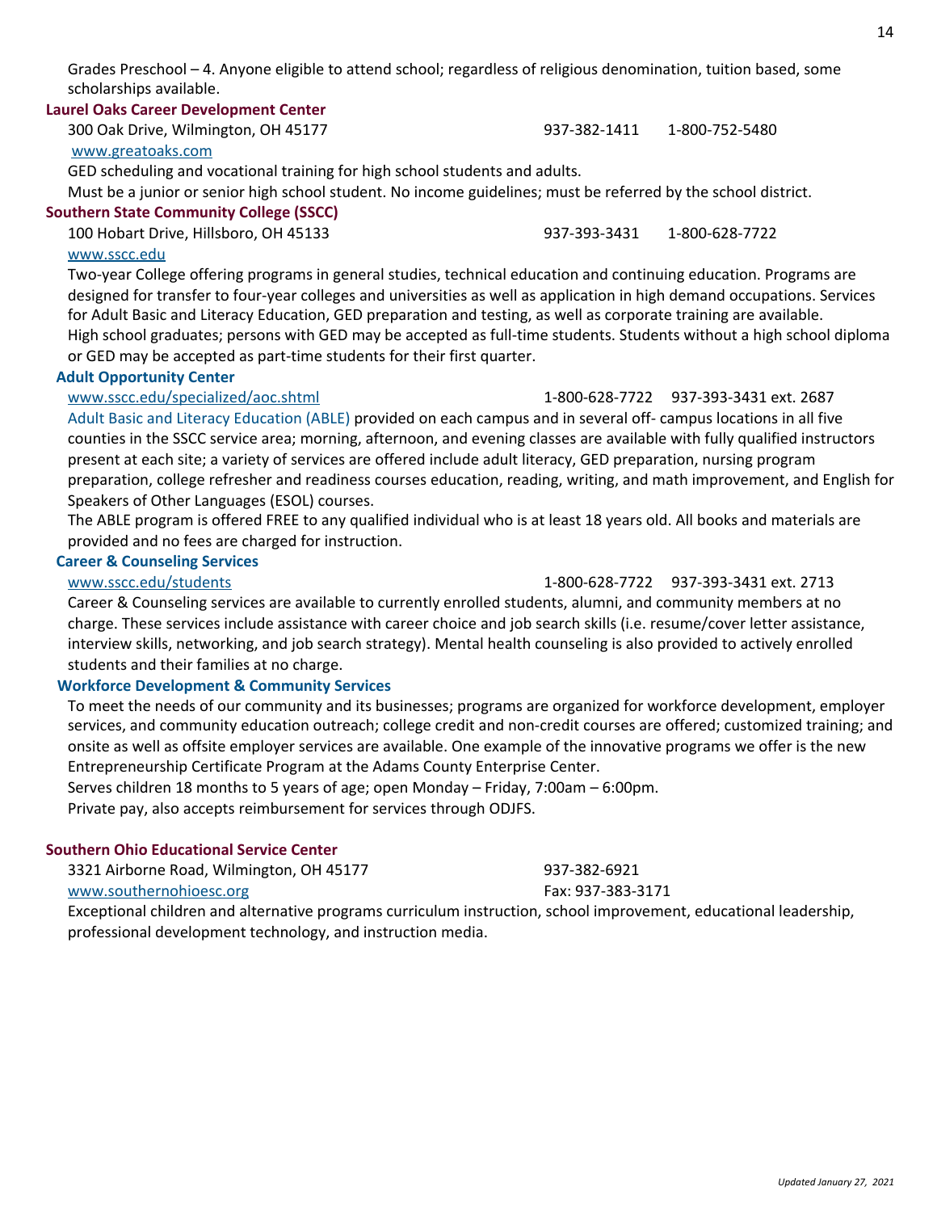Grades Preschool – 4. Anyone eligible to attend school; regardless of religious denomination, tuition based, some scholarships available.

**Laurel Oaks Career Development Center**

300 Oak Drive, Wilmington, OH 45177 937-382-1411 1-800-752-5480

www.greatoaks.com

GED scheduling and vocational training for high school students and adults.

Must be a junior or senior high school student. No income guidelines; must be referred by the school district.

**Southern State Community College (SSCC)**

100 Hobart Drive, Hillsboro, OH 45133 937-393-3431 1-800-628-7722

www.sscc.edu

Two-year College offering programs in general studies, technical education and continuing education. Programs are designed for transfer to four-year colleges and universities as well as application in high demand occupations. Services for Adult Basic and Literacy Education, GED preparation and testing, as well as corporate training are available.

High school graduates; persons with GED may be accepted as full-time students. Students without a high school diploma or GED may be accepted as part-time students for their first quarter.

**Adult Opportunity Center**

www.sscc.edu/specialized/aoc.shtml 1-800-628-7722 937-393-3431 ext. 2687

Adult Basic and Literacy Education (ABLE) provided on each campus and in several off- campus locations in all five counties in the SSCC service area; morning, afternoon, and evening classes are available with fully qualified instructors present at each site; a variety of services are offered include adult literacy, GED preparation, nursing program preparation, college refresher and readiness courses education, reading, writing, and math improvement, and English for Speakers of Other Languages (ESOL) courses.

The ABLE program is offered FREE to any qualified individual who is at least 18 years old. All books and materials are provided and no fees are charged for instruction.

**Career & Counseling Services**

www.sscc.edu/students 1-800-628-7722 937-393-3431 ext. 2713

Career & Counseling services are available to currently enrolled students, alumni, and community members at no charge. These services include assistance with career choice and job search skills (i.e. resume/cover letter assistance, interview skills, networking, and job search strategy). Mental health counseling is also provided to actively enrolled students and their families at no charge.

**Workforce Development & Community Services**

To meet the needs of our community and its businesses; programs are organized for workforce development, employer services, and community education outreach; college credit and non-credit courses are offered; customized training; and onsite as well as offsite employer services are available. One example of the innovative programs we offer is the new Entrepreneurship Certificate Program at the Adams County Enterprise Center.

Serves children 18 months to 5 years of age; open Monday – Friday, 7:00am – 6:00pm.

Private pay, also accepts reimbursement for services through ODJFS.

**Southern Ohio Educational Service Center**

3321 Airborne Road, Wilmington, OH 45177 937-382-6921

www.southernohioesc.org Fax: 937-383-3171

Exceptional children and alternative programs curriculum instruction, school improvement, educational leadership, professional development technology, and instruction media.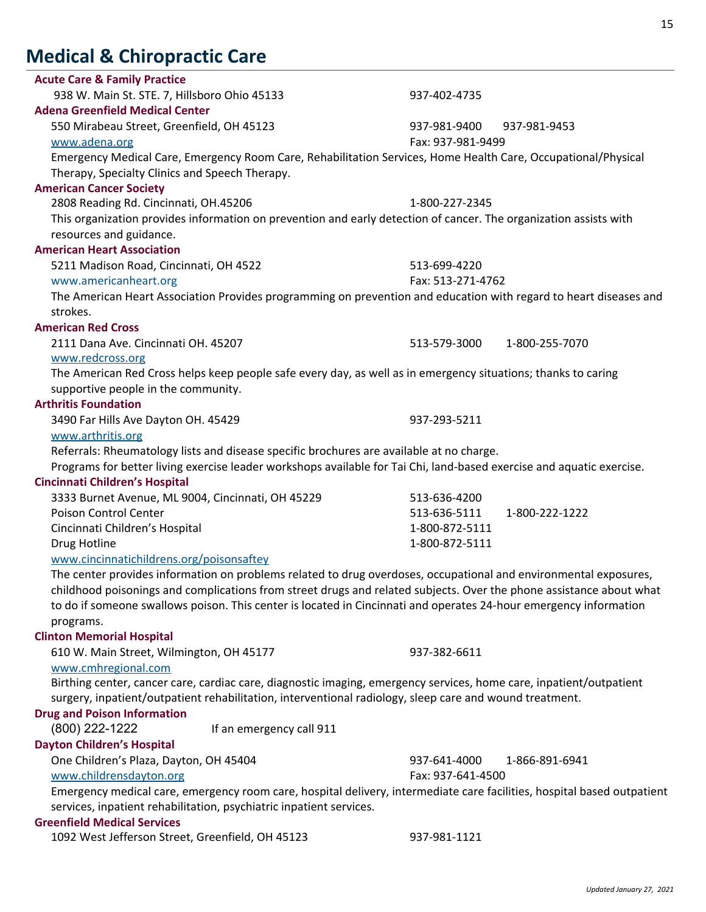# Medical & Chiropractic Care

**Acute Care & Family Practice**
938 W. Main St. STE. 7, Hillsboro Ohio 45133 — 937-402-4735

**Adena Greenfield Medical Center**
550 Mirabeau Street, Greenfield, OH 45123 — 937-981-9400 937-981-9453
www.adena.org — Fax: 937-981-9499
Emergency Medical Care, Emergency Room Care, Rehabilitation Services, Home Health Care, Occupational/Physical Therapy, Specialty Clinics and Speech Therapy.

**American Cancer Society**
2808 Reading Rd. Cincinnati, OH.45206 — 1-800-227-2345
This organization provides information on prevention and early detection of cancer. The organization assists with resources and guidance.

**American Heart Association**
5211 Madison Road, Cincinnati, OH 4522 — 513-699-4220
www.americanheart.org — Fax: 513-271-4762
The American Heart Association Provides programming on prevention and education with regard to heart diseases and strokes.

**American Red Cross**
2111 Dana Ave. Cincinnati OH. 45207 — 513-579-3000 1-800-255-7070
www.redcross.org
The American Red Cross helps keep people safe every day, as well as in emergency situations; thanks to caring supportive people in the community.

**Arthritis Foundation**
3490 Far Hills Ave Dayton OH. 45429 — 937-293-5211
www.arthritis.org
Referrals: Rheumatology lists and disease specific brochures are available at no charge.
Programs for better living exercise leader workshops available for Tai Chi, land-based exercise and aquatic exercise.

**Cincinnati Children's Hospital**
3333 Burnet Avenue, ML 9004, Cincinnati, OH 45229 — 513-636-4200
Poison Control Center — 513-636-5111 1-800-222-1222
Cincinnati Children's Hospital — 1-800-872-5111
Drug Hotline — 1-800-872-5111
www.cincinnatichildrens.org/poisonsaftey
The center provides information on problems related to drug overdoses, occupational and environmental exposures, childhood poisonings and complications from street drugs and related subjects. Over the phone assistance about what to do if someone swallows poison. This center is located in Cincinnati and operates 24-hour emergency information programs.

**Clinton Memorial Hospital**
610 W. Main Street, Wilmington, OH 45177 — 937-382-6611
www.cmhregional.com
Birthing center, cancer care, cardiac care, diagnostic imaging, emergency services, home care, inpatient/outpatient surgery, inpatient/outpatient rehabilitation, interventional radiology, sleep care and wound treatment.

**Drug and Poison Information**
(800) 222-1222 — If an emergency call 911

**Dayton Children's Hospital**
One Children's Plaza, Dayton, OH 45404 — 937-641-4000 1-866-891-6941
www.childrensdayton.org — Fax: 937-641-4500
Emergency medical care, emergency room care, hospital delivery, intermediate care facilities, hospital based outpatient services, inpatient rehabilitation, psychiatric inpatient services.

**Greenfield Medical Services**
1092 West Jefferson Street, Greenfield, OH 45123 — 937-981-1121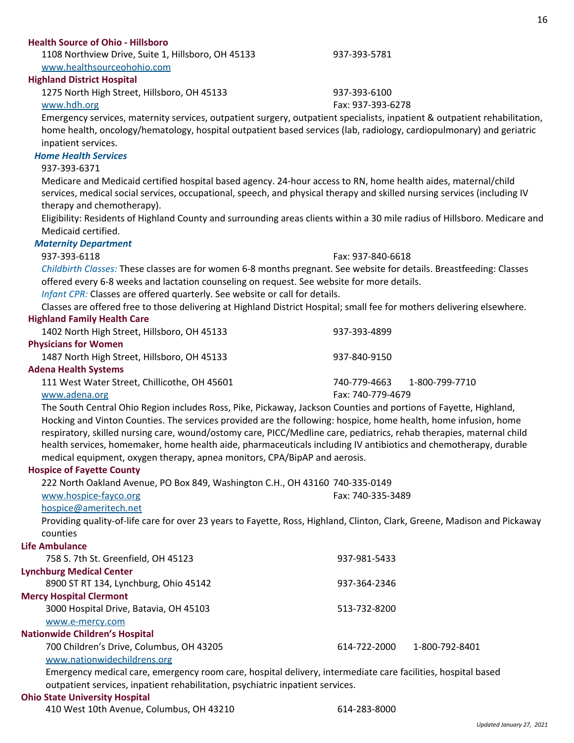**Health Source of Ohio - Hillsboro**

1108 Northview Drive, Suite 1, Hillsboro, OH 45133 937-393-5781

www.healthsourceohohio.com

**Highland District Hospital**

1275 North High Street, Hillsboro, OH 45133 937-393-6100

www.hdh.org Fax: 937-393-6278

Emergency services, maternity services, outpatient surgery, outpatient specialists, inpatient & outpatient rehabilitation, home health, oncology/hematology, hospital outpatient based services (lab, radiology, cardiopulmonary) and geriatric inpatient services.

***Home Health Services***

937-393-6371

Medicare and Medicaid certified hospital based agency. 24-hour access to RN, home health aides, maternal/child services, medical social services, occupational, speech, and physical therapy and skilled nursing services (including IV therapy and chemotherapy).

Eligibility: Residents of Highland County and surrounding areas clients within a 30 mile radius of Hillsboro. Medicare and Medicaid certified.

***Maternity Department***

937-393-6118 Fax: 937-840-6618

*Childbirth Classes:* These classes are for women 6-8 months pregnant. See website for details. Breastfeeding: Classes offered every 6-8 weeks and lactation counseling on request. See website for more details.

*Infant CPR:* Classes are offered quarterly. See website or call for details.

Classes are offered free to those delivering at Highland District Hospital; small fee for mothers delivering elsewhere.

**Highland Family Health Care**

1402 North High Street, Hillsboro, OH 45133 937-393-4899

**Physicians for Women**

1487 North High Street, Hillsboro, OH 45133 937-840-9150

**Adena Health Systems**

111 West Water Street, Chillicothe, OH 45601 740-779-4663 1-800-799-7710

www.adena.org Fax: 740-779-4679

The South Central Ohio Region includes Ross, Pike, Pickaway, Jackson Counties and portions of Fayette, Highland, Hocking and Vinton Counties. The services provided are the following: hospice, home health, home infusion, home respiratory, skilled nursing care, wound/ostomy care, PICC/Medline care, pediatrics, rehab therapies, maternal child health services, homemaker, home health aide, pharmaceuticals including IV antibiotics and chemotherapy, durable medical equipment, oxygen therapy, apnea monitors, CPA/BipAP and aerosis.

**Hospice of Fayette County**

222 North Oakland Avenue, PO Box 849, Washington C.H., OH 43160 740-335-0149

www.hospice-fayco.org Fax: 740-335-3489

hospice@ameritech.net

Providing quality-of-life care for over 23 years to Fayette, Ross, Highland, Clinton, Clark, Greene, Madison and Pickaway counties

**Life Ambulance**

758 S. 7th St. Greenfield, OH 45123 937-981-5433

**Lynchburg Medical Center**

8900 ST RT 134, Lynchburg, Ohio 45142 937-364-2346

**Mercy Hospital Clermont**

3000 Hospital Drive, Batavia, OH 45103 513-732-8200

www.e-mercy.com

**Nationwide Children's Hospital**

700 Children's Drive, Columbus, OH 43205 614-722-2000 1-800-792-8401

www.nationwidechildrens.org

Emergency medical care, emergency room care, hospital delivery, intermediate care facilities, hospital based outpatient services, inpatient rehabilitation, psychiatric inpatient services.

**Ohio State University Hospital**

410 West 10th Avenue, Columbus, OH 43210 614-283-8000

*Updated January 27, 2021*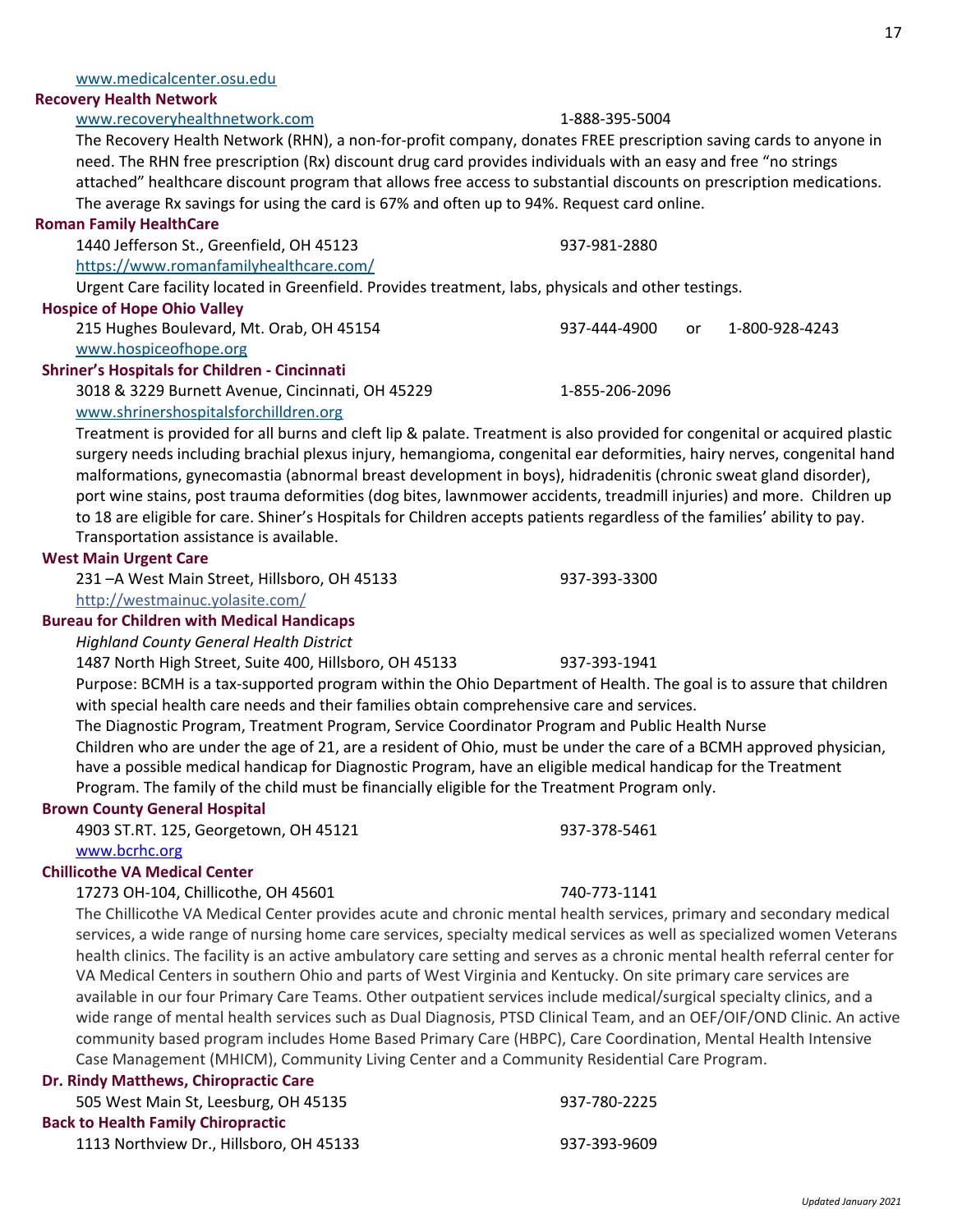www.medicalcenter.osu.edu

**Recovery Health Network**

www.recoveryhealthnetwork.com 1-888-395-5004

The Recovery Health Network (RHN), a non-for-profit company, donates FREE prescription saving cards to anyone in need. The RHN free prescription (Rx) discount drug card provides individuals with an easy and free "no strings attached" healthcare discount program that allows free access to substantial discounts on prescription medications. The average Rx savings for using the card is 67% and often up to 94%. Request card online.

**Roman Family HealthCare**

1440 Jefferson St., Greenfield, OH 45123 937-981-2880

https://www.romanfamilyhealthcare.com/

Urgent Care facility located in Greenfield. Provides treatment, labs, physicals and other testings.

**Hospice of Hope Ohio Valley**

215 Hughes Boulevard, Mt. Orab, OH 45154 937-444-4900 or 1-800-928-4243

www.hospiceofhope.org

**Shriner's Hospitals for Children - Cincinnati**

3018 & 3229 Burnett Avenue, Cincinnati, OH 45229 1-855-206-2096

www.shrinershospitalsforchilldren.org

Treatment is provided for all burns and cleft lip & palate. Treatment is also provided for congenital or acquired plastic surgery needs including brachial plexus injury, hemangioma, congenital ear deformities, hairy nerves, congenital hand malformations, gynecomastia (abnormal breast development in boys), hidradenitis (chronic sweat gland disorder), port wine stains, post trauma deformities (dog bites, lawnmower accidents, treadmill injuries) and more. Children up to 18 are eligible for care. Shiner's Hospitals for Children accepts patients regardless of the families' ability to pay. Transportation assistance is available.

**West Main Urgent Care**

231 –A West Main Street, Hillsboro, OH 45133 937-393-3300

http://westmainuc.yolasite.com/

**Bureau for Children with Medical Handicaps**

*Highland County General Health District*

1487 North High Street, Suite 400, Hillsboro, OH 45133 937-393-1941

Purpose: BCMH is a tax-supported program within the Ohio Department of Health. The goal is to assure that children with special health care needs and their families obtain comprehensive care and services.

The Diagnostic Program, Treatment Program, Service Coordinator Program and Public Health Nurse

Children who are under the age of 21, are a resident of Ohio, must be under the care of a BCMH approved physician, have a possible medical handicap for Diagnostic Program, have an eligible medical handicap for the Treatment Program. The family of the child must be financially eligible for the Treatment Program only.

**Brown County General Hospital**

4903 ST.RT. 125, Georgetown, OH 45121 937-378-5461

www.bcrhc.org

**Chillicothe VA Medical Center**

17273 OH-104, Chillicothe, OH 45601 740-773-1141

The Chillicothe VA Medical Center provides acute and chronic mental health services, primary and secondary medical services, a wide range of nursing home care services, specialty medical services as well as specialized women Veterans health clinics. The facility is an active ambulatory care setting and serves as a chronic mental health referral center for VA Medical Centers in southern Ohio and parts of West Virginia and Kentucky. On site primary care services are available in our four Primary Care Teams. Other outpatient services include medical/surgical specialty clinics, and a wide range of mental health services such as Dual Diagnosis, PTSD Clinical Team, and an OEF/OIF/OND Clinic. An active community based program includes Home Based Primary Care (HBPC), Care Coordination, Mental Health Intensive Case Management (MHICM), Community Living Center and a Community Residential Care Program.

**Dr. Rindy Matthews, Chiropractic Care**

505 West Main St, Leesburg, OH 45135 937-780-2225

**Back to Health Family Chiropractic**

1113 Northview Dr., Hillsboro, OH 45133 937-393-9609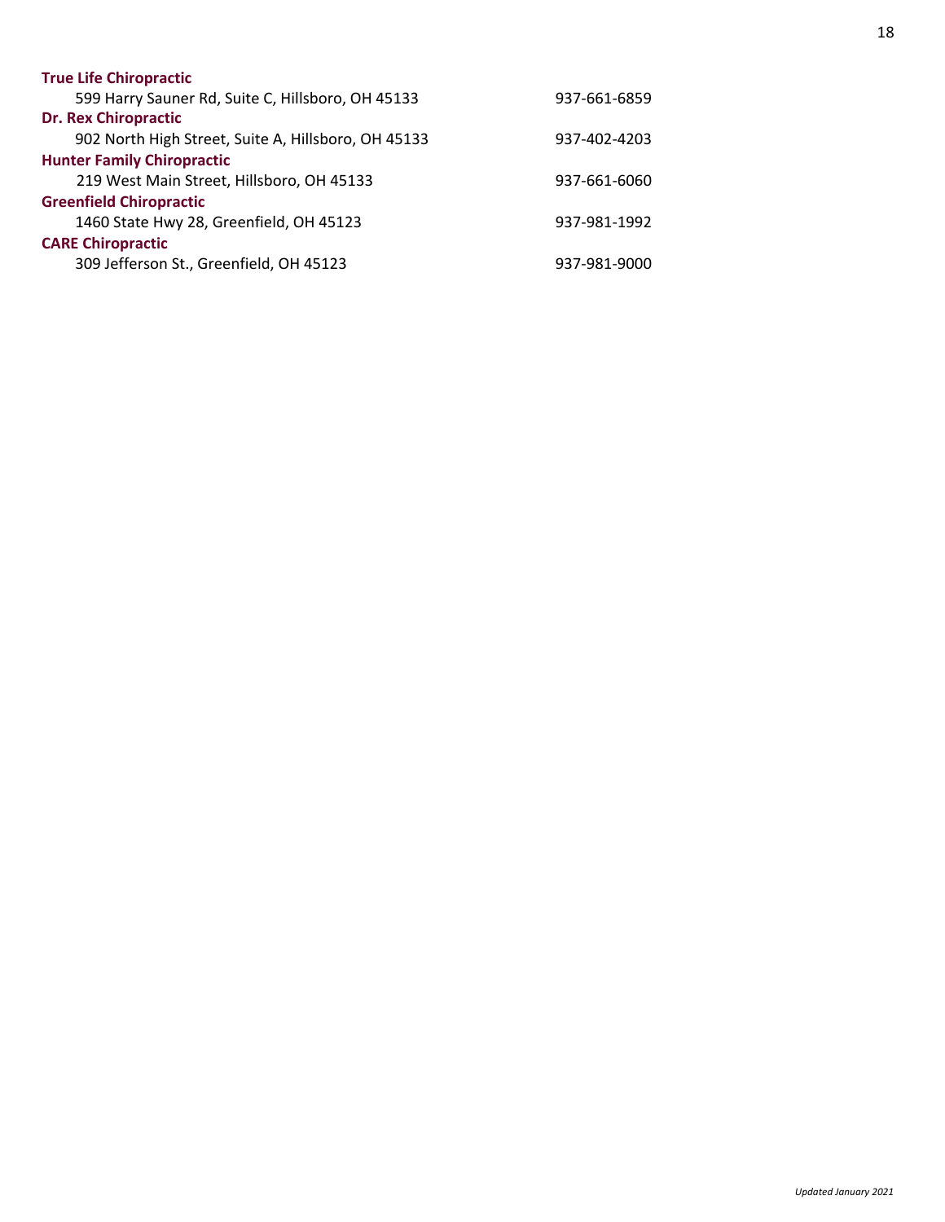**True Life Chiropractic**
599 Harry Sauner Rd, Suite C, Hillsboro, OH 45133 — 937-661-6859

**Dr. Rex Chiropractic**
902 North High Street, Suite A, Hillsboro, OH 45133 — 937-402-4203

**Hunter Family Chiropractic**
219 West Main Street, Hillsboro, OH 45133 — 937-661-6060

**Greenfield Chiropractic**
1460 State Hwy 28, Greenfield, OH 45123 — 937-981-1992

**CARE Chiropractic**
309 Jefferson St., Greenfield, OH 45123 — 937-981-9000

*Updated January 2021*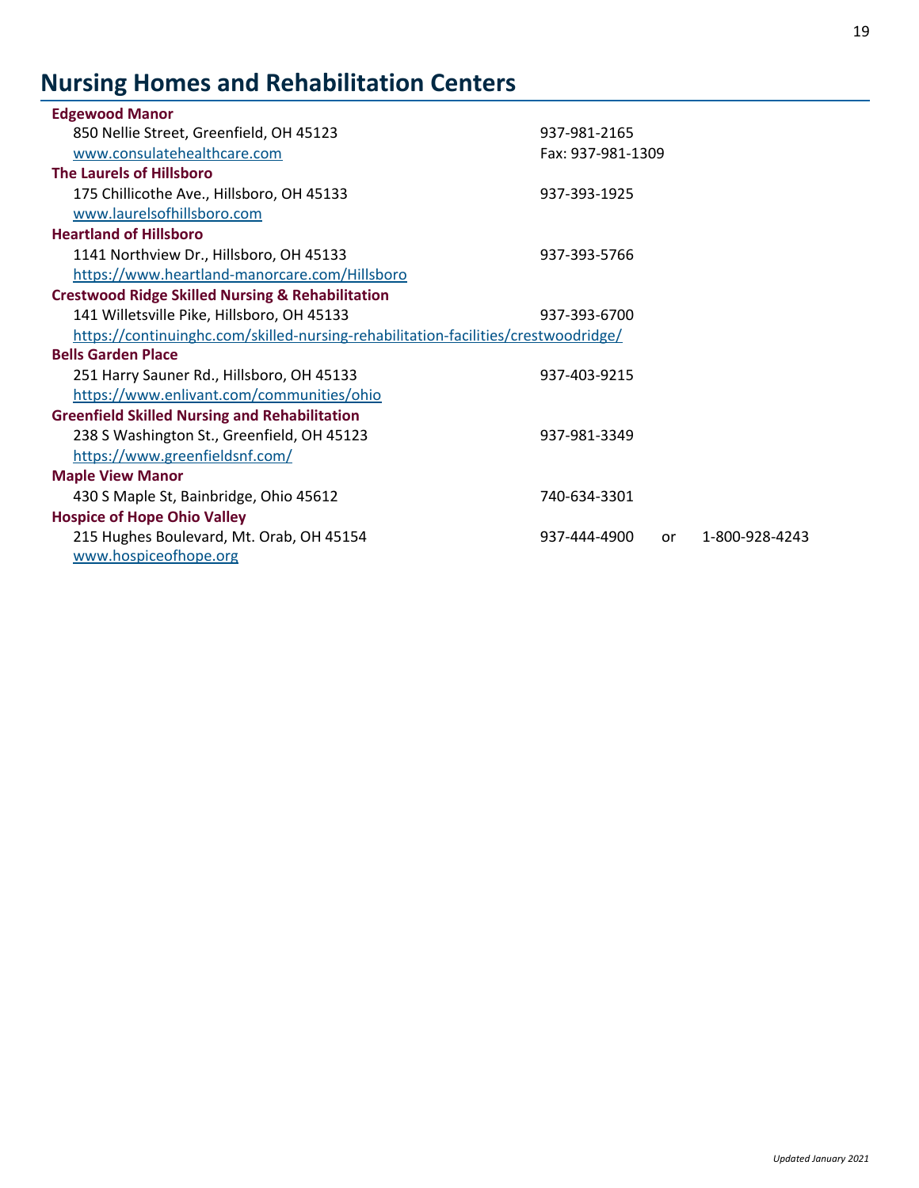# Nursing Homes and Rehabilitation Centers

**Edgewood Manor**
850 Nellie Street, Greenfield, OH 45123 — 937-981-2165
www.consulatehealthcare.com — Fax: 937-981-1309

**The Laurels of Hillsboro**
175 Chillicothe Ave., Hillsboro, OH 45133 — 937-393-1925
www.laurelsofhillsboro.com

**Heartland of Hillsboro**
1141 Northview Dr., Hillsboro, OH 45133 — 937-393-5766
https://www.heartland-manorcare.com/Hillsboro

**Crestwood Ridge Skilled Nursing & Rehabilitation**
141 Willetsville Pike, Hillsboro, OH 45133 — 937-393-6700
https://continuinghc.com/skilled-nursing-rehabilitation-facilities/crestwoodridge/

**Bells Garden Place**
251 Harry Sauner Rd., Hillsboro, OH 45133 — 937-403-9215
https://www.enlivant.com/communities/ohio

**Greenfield Skilled Nursing and Rehabilitation**
238 S Washington St., Greenfield, OH 45123 — 937-981-3349
https://www.greenfieldsnf.com/

**Maple View Manor**
430 S Maple St, Bainbridge, Ohio 45612 — 740-634-3301

**Hospice of Hope Ohio Valley**
215 Hughes Boulevard, Mt. Orab, OH 45154 — 937-444-4900 or 1-800-928-4243
www.hospiceofhope.org

*Updated January 2021*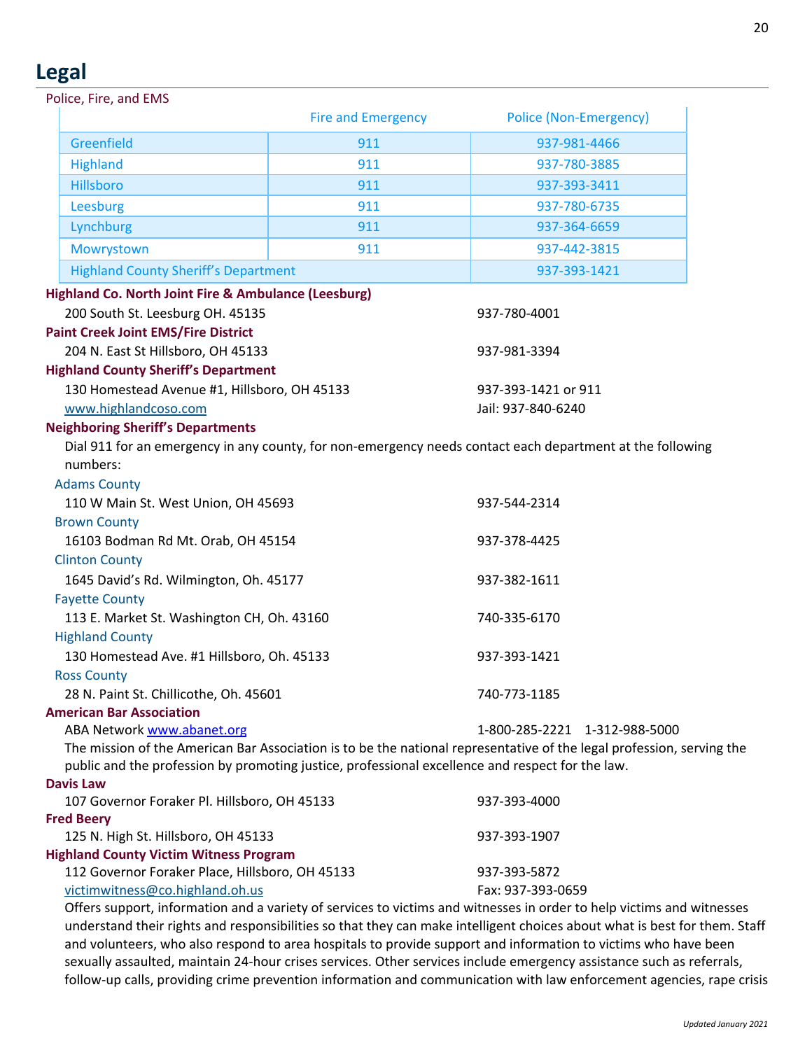# Legal

## Police, Fire, and EMS

| | Fire and Emergency | Police (Non-Emergency) |
|---|---|---|
| Greenfield | 911 | 937-981-4466 |
| Highland | 911 | 937-780-3885 |
| Hillsboro | 911 | 937-393-3411 |
| Leesburg | 911 | 937-780-6735 |
| Lynchburg | 911 | 937-364-6659 |
| Mowrystown | 911 | 937-442-3815 |
| Highland County Sheriff's Department | | 937-393-1421 |

**Highland Co. North Joint Fire & Ambulance (Leesburg)**
200 South St. Leesburg OH. 45135 — 937-780-4001

**Paint Creek Joint EMS/Fire District**
204 N. East St Hillsboro, OH 45133 — 937-981-3394

**Highland County Sheriff's Department**
130 Homestead Avenue #1, Hillsboro, OH 45133 — 937-393-1421 or 911
www.highlandcoso.com — Jail: 937-840-6240

**Neighboring Sheriff's Departments**
Dial 911 for an emergency in any county, for non-emergency needs contact each department at the following numbers:

Adams County
110 W Main St. West Union, OH 45693 — 937-544-2314

Brown County
16103 Bodman Rd Mt. Orab, OH 45154 — 937-378-4425

Clinton County
1645 David's Rd. Wilmington, Oh. 45177 — 937-382-1611

Fayette County
113 E. Market St. Washington CH, Oh. 43160 — 740-335-6170

Highland County
130 Homestead Ave. #1 Hillsboro, Oh. 45133 — 937-393-1421

Ross County
28 N. Paint St. Chillicothe, Oh. 45601 — 740-773-1185

**American Bar Association**
ABA Network www.abanet.org — 1-800-285-2221 1-312-988-5000
The mission of the American Bar Association is to be the national representative of the legal profession, serving the public and the profession by promoting justice, professional excellence and respect for the law.

**Davis Law**
107 Governor Foraker Pl. Hillsboro, OH 45133 — 937-393-4000

**Fred Beery**
125 N. High St. Hillsboro, OH 45133 — 937-393-1907

**Highland County Victim Witness Program**
112 Governor Foraker Place, Hillsboro, OH 45133 — 937-393-5872
victimwitness@co.highland.oh.us — Fax: 937-393-0659
Offers support, information and a variety of services to victims and witnesses in order to help victims and witnesses understand their rights and responsibilities so that they can make intelligent choices about what is best for them. Staff and volunteers, who also respond to area hospitals to provide support and information to victims who have been sexually assaulted, maintain 24-hour crises services. Other services include emergency assistance such as referrals, follow-up calls, providing crime prevention information and communication with law enforcement agencies, rape crisis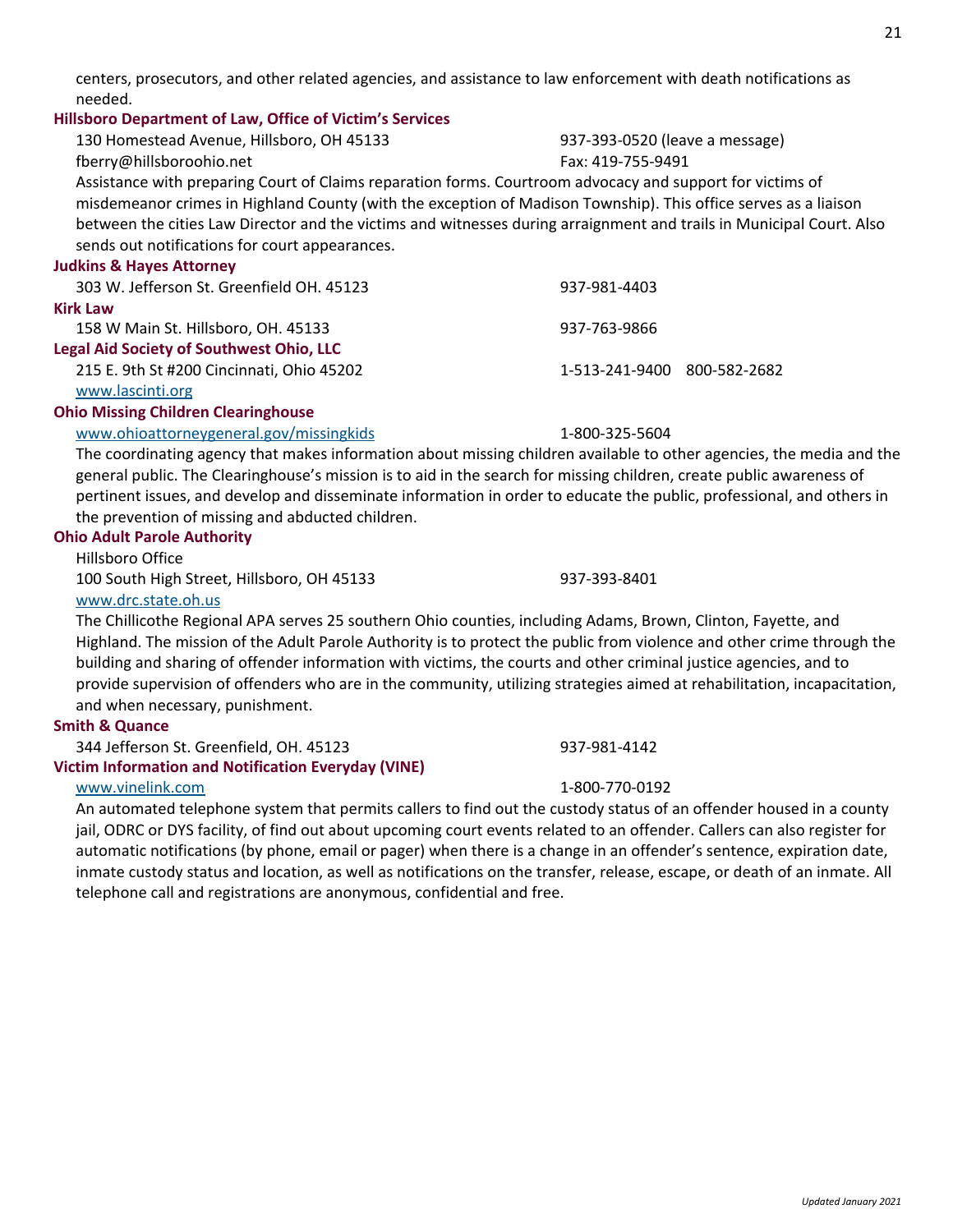centers, prosecutors, and other related agencies, and assistance to law enforcement with death notifications as needed.

**Hillsboro Department of Law, Office of Victim's Services**

130 Homestead Avenue, Hillsboro, OH 45133 — 937-393-0520 (leave a message)
fberry@hillsboroohio.net — Fax: 419-755-9491

Assistance with preparing Court of Claims reparation forms. Courtroom advocacy and support for victims of misdemeanor crimes in Highland County (with the exception of Madison Township). This office serves as a liaison between the cities Law Director and the victims and witnesses during arraignment and trails in Municipal Court. Also sends out notifications for court appearances.

**Judkins & Hayes Attorney**

303 W. Jefferson St. Greenfield OH. 45123 — 937-981-4403

**Kirk Law**

158 W Main St. Hillsboro, OH. 45133 — 937-763-9866

**Legal Aid Society of Southwest Ohio, LLC**

215 E. 9th St #200 Cincinnati, Ohio 45202 — 1-513-241-9400 800-582-2682
www.lascinti.org

**Ohio Missing Children Clearinghouse**

www.ohioattorneygeneral.gov/missingkids — 1-800-325-5604

The coordinating agency that makes information about missing children available to other agencies, the media and the general public. The Clearinghouse's mission is to aid in the search for missing children, create public awareness of pertinent issues, and develop and disseminate information in order to educate the public, professional, and others in the prevention of missing and abducted children.

**Ohio Adult Parole Authority**

Hillsboro Office
100 South High Street, Hillsboro, OH 45133 — 937-393-8401
www.drc.state.oh.us

The Chillicothe Regional APA serves 25 southern Ohio counties, including Adams, Brown, Clinton, Fayette, and Highland. The mission of the Adult Parole Authority is to protect the public from violence and other crime through the building and sharing of offender information with victims, the courts and other criminal justice agencies, and to provide supervision of offenders who are in the community, utilizing strategies aimed at rehabilitation, incapacitation, and when necessary, punishment.

**Smith & Quance**

344 Jefferson St. Greenfield, OH. 45123 — 937-981-4142

**Victim Information and Notification Everyday (VINE)**

www.vinelink.com — 1-800-770-0192

An automated telephone system that permits callers to find out the custody status of an offender housed in a county jail, ODRC or DYS facility, of find out about upcoming court events related to an offender. Callers can also register for automatic notifications (by phone, email or pager) when there is a change in an offender's sentence, expiration date, inmate custody status and location, as well as notifications on the transfer, release, escape, or death of an inmate. All telephone call and registrations are anonymous, confidential and free.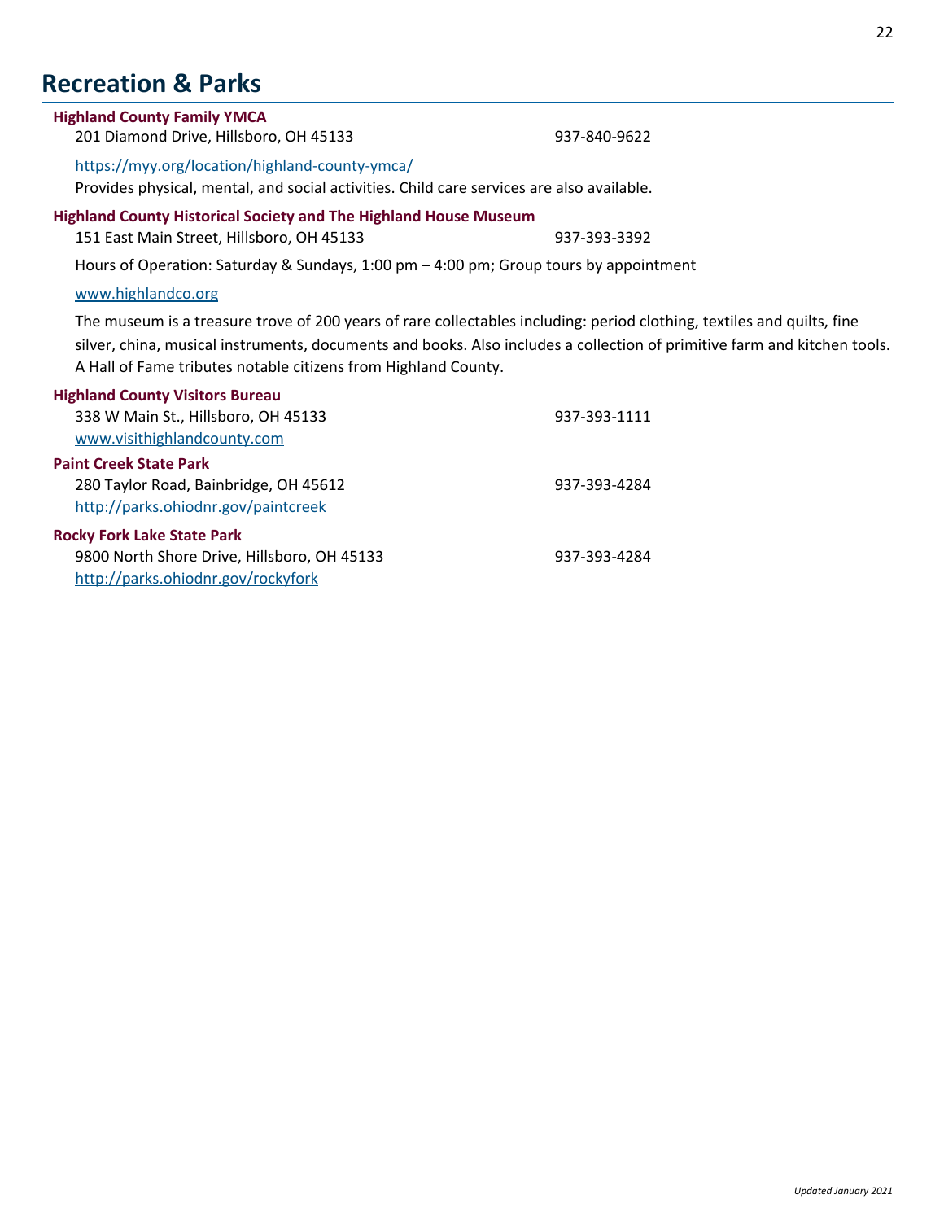## Recreation & Parks

**Highland County Family YMCA**
201 Diamond Drive, Hillsboro, OH 45133 — 937-840-9622

https://myy.org/location/highland-county-ymca/

Provides physical, mental, and social activities. Child care services are also available.

**Highland County Historical Society and The Highland House Museum**
151 East Main Street, Hillsboro, OH 45133 — 937-393-3392

Hours of Operation: Saturday & Sundays, 1:00 pm – 4:00 pm; Group tours by appointment

www.highlandco.org

The museum is a treasure trove of 200 years of rare collectables including: period clothing, textiles and quilts, fine silver, china, musical instruments, documents and books. Also includes a collection of primitive farm and kitchen tools. A Hall of Fame tributes notable citizens from Highland County.

**Highland County Visitors Bureau**
338 W Main St., Hillsboro, OH 45133 — 937-393-1111
www.visithighlandcounty.com

**Paint Creek State Park**
280 Taylor Road, Bainbridge, OH 45612 — 937-393-4284
http://parks.ohiodnr.gov/paintcreek

**Rocky Fork Lake State Park**
9800 North Shore Drive, Hillsboro, OH 45133 — 937-393-4284
http://parks.ohiodnr.gov/rockyfork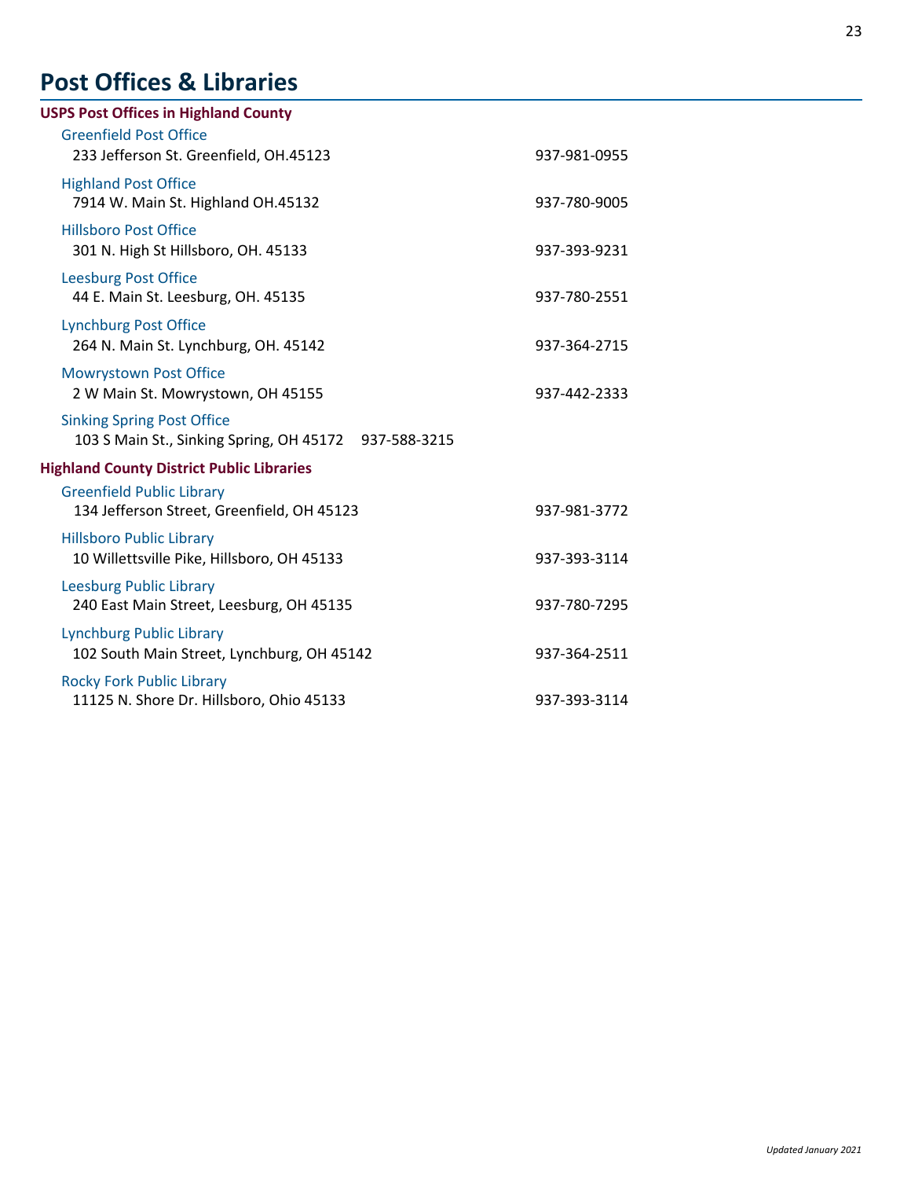# Post Offices & Libraries

## USPS Post Offices in Highland County

### Greenfield Post Office
233 Jefferson St. Greenfield, OH.45123 — 937-981-0955

### Highland Post Office
7914 W. Main St. Highland OH.45132 — 937-780-9005

### Hillsboro Post Office
301 N. High St Hillsboro, OH. 45133 — 937-393-9231

### Leesburg Post Office
44 E. Main St. Leesburg, OH. 45135 — 937-780-2551

### Lynchburg Post Office
264 N. Main St. Lynchburg, OH. 45142 — 937-364-2715

### Mowrystown Post Office
2 W Main St. Mowrystown, OH 45155 — 937-442-2333

### Sinking Spring Post Office
103 S Main St., Sinking Spring, OH 45172 — 937-588-3215

## Highland County District Public Libraries

### Greenfield Public Library
134 Jefferson Street, Greenfield, OH 45123 — 937-981-3772

### Hillsboro Public Library
10 Willettsville Pike, Hillsboro, OH 45133 — 937-393-3114

### Leesburg Public Library
240 East Main Street, Leesburg, OH 45135 — 937-780-7295

### Lynchburg Public Library
102 South Main Street, Lynchburg, OH 45142 — 937-364-2511

### Rocky Fork Public Library
11125 N. Shore Dr. Hillsboro, Ohio 45133 — 937-393-3114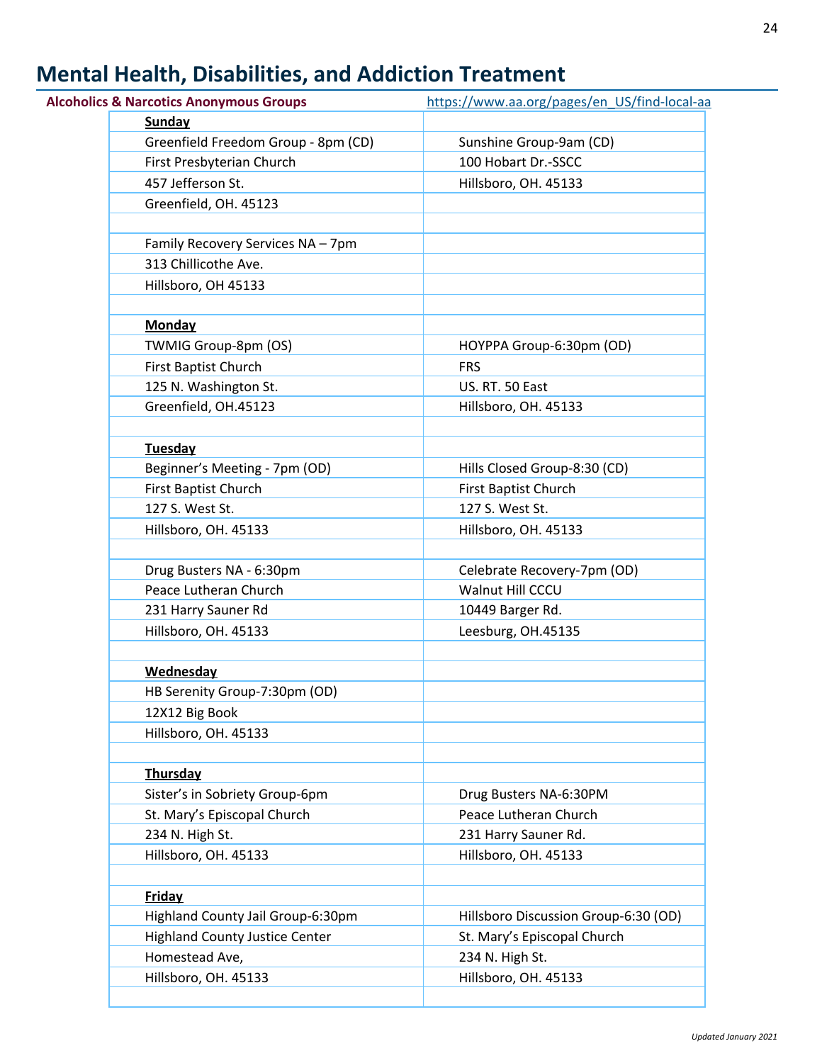# Mental Health, Disabilities, and Addiction Treatment

**Alcoholics & Narcotics Anonymous Groups** https://www.aa.org/pages/en_US/find-local-aa

| | |
|---|---|
| **Sunday** | |
| Greenfield Freedom Group - 8pm (CD) | Sunshine Group-9am (CD) |
| First Presbyterian Church | 100 Hobart Dr.-SSCC |
| 457 Jefferson St. | Hillsboro, OH. 45133 |
| Greenfield, OH. 45123 | |
| | |
| Family Recovery Services NA – 7pm | |
| 313 Chillicothe Ave. | |
| Hillsboro, OH 45133 | |
| | |
| **Monday** | |
| TWMIG Group-8pm (OS) | HOYPPA Group-6:30pm (OD) |
| First Baptist Church | FRS |
| 125 N. Washington St. | US. RT. 50 East |
| Greenfield, OH.45123 | Hillsboro, OH. 45133 |
| | |
| **Tuesday** | |
| Beginner's Meeting - 7pm (OD) | Hills Closed Group-8:30 (CD) |
| First Baptist Church | First Baptist Church |
| 127 S. West St. | 127 S. West St. |
| Hillsboro, OH. 45133 | Hillsboro, OH. 45133 |
| | |
| Drug Busters NA - 6:30pm | Celebrate Recovery-7pm (OD) |
| Peace Lutheran Church | Walnut Hill CCCU |
| 231 Harry Sauner Rd | 10449 Barger Rd. |
| Hillsboro, OH. 45133 | Leesburg, OH.45135 |
| | |
| **Wednesday** | |
| HB Serenity Group-7:30pm (OD) | |
| 12X12 Big Book | |
| Hillsboro, OH. 45133 | |
| | |
| **Thursday** | |
| Sister's in Sobriety Group-6pm | Drug Busters NA-6:30PM |
| St. Mary's Episcopal Church | Peace Lutheran Church |
| 234 N. High St. | 231 Harry Sauner Rd. |
| Hillsboro, OH. 45133 | Hillsboro, OH. 45133 |
| | |
| **Friday** | |
| Highland County Jail Group-6:30pm | Hillsboro Discussion Group-6:30 (OD) |
| Highland County Justice Center | St. Mary's Episcopal Church |
| Homestead Ave, | 234 N. High St. |
| Hillsboro, OH. 45133 | Hillsboro, OH. 45133 |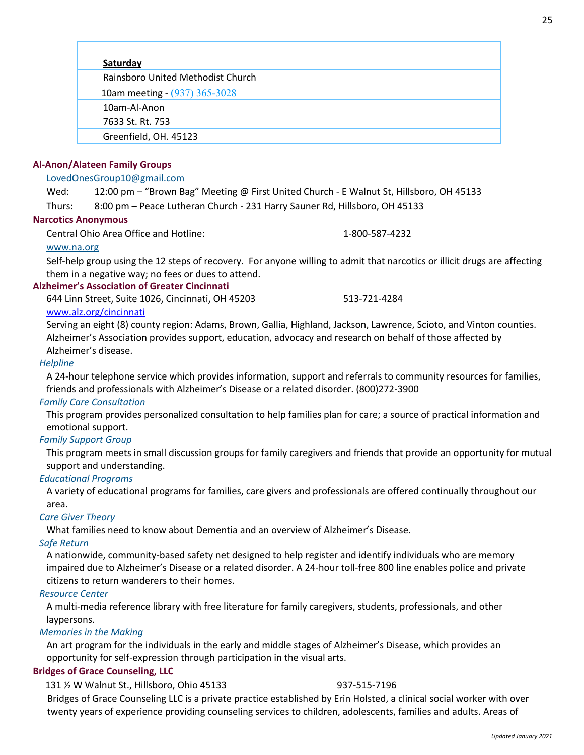| Saturday | |
|---|---|
| Rainsboro United Methodist Church | |
| 10am meeting - (937) 365-3028 | |
| 10am-Al-Anon | |
| 7633 St. Rt. 753 | |
| Greenfield, OH. 45123 | |

**Al-Anon/Alateen Family Groups**

LovedOnesGroup10@gmail.com

Wed: 12:00 pm – "Brown Bag" Meeting @ First United Church - E Walnut St, Hillsboro, OH 45133

Thurs: 8:00 pm – Peace Lutheran Church - 231 Harry Sauner Rd, Hillsboro, OH 45133

**Narcotics Anonymous**

Central Ohio Area Office and Hotline: 1-800-587-4232

www.na.org

Self-help group using the 12 steps of recovery. For anyone willing to admit that narcotics or illicit drugs are affecting them in a negative way; no fees or dues to attend.

**Alzheimer's Association of Greater Cincinnati**

644 Linn Street, Suite 1026, Cincinnati, OH 45203 513-721-4284

www.alz.org/cincinnati

Serving an eight (8) county region: Adams, Brown, Gallia, Highland, Jackson, Lawrence, Scioto, and Vinton counties. Alzheimer's Association provides support, education, advocacy and research on behalf of those affected by Alzheimer's disease.

*Helpline*

A 24-hour telephone service which provides information, support and referrals to community resources for families, friends and professionals with Alzheimer's Disease or a related disorder. (800)272-3900

*Family Care Consultation*

This program provides personalized consultation to help families plan for care; a source of practical information and emotional support.

*Family Support Group*

This program meets in small discussion groups for family caregivers and friends that provide an opportunity for mutual support and understanding.

*Educational Programs*

A variety of educational programs for families, care givers and professionals are offered continually throughout our area.

*Care Giver Theory*

What families need to know about Dementia and an overview of Alzheimer's Disease.

*Safe Return*

A nationwide, community-based safety net designed to help register and identify individuals who are memory impaired due to Alzheimer's Disease or a related disorder. A 24-hour toll-free 800 line enables police and private citizens to return wanderers to their homes.

*Resource Center*

A multi-media reference library with free literature for family caregivers, students, professionals, and other laypersons.

*Memories in the Making*

An art program for the individuals in the early and middle stages of Alzheimer's Disease, which provides an opportunity for self-expression through participation in the visual arts.

**Bridges of Grace Counseling, LLC**

131 ½ W Walnut St., Hillsboro, Ohio 45133 937-515-7196

Bridges of Grace Counseling LLC is a private practice established by Erin Holsted, a clinical social worker with over twenty years of experience providing counseling services to children, adolescents, families and adults. Areas of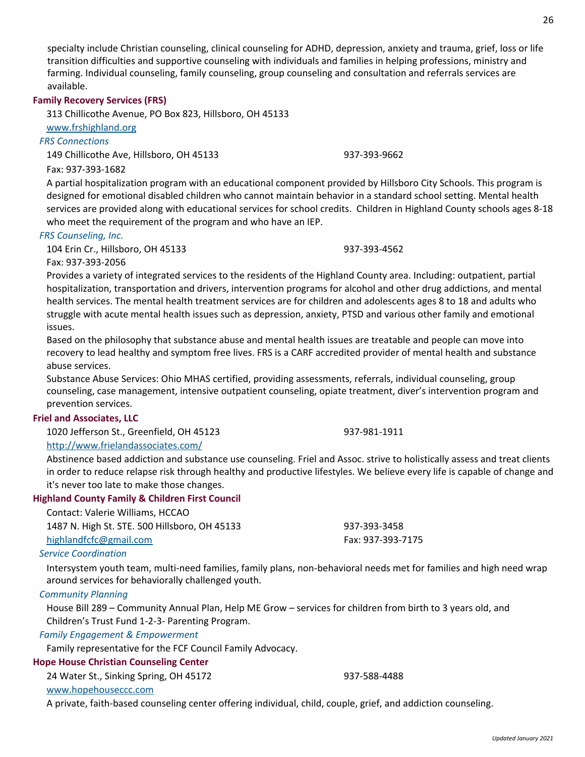specialty include Christian counseling, clinical counseling for ADHD, depression, anxiety and trauma, grief, loss or life transition difficulties and supportive counseling with individuals and families in helping professions, ministry and farming. Individual counseling, family counseling, group counseling and consultation and referrals services are available.

**Family Recovery Services (FRS)**

313 Chillicothe Avenue, PO Box 823, Hillsboro, OH 45133

www.frshighland.org

*FRS Connections*

149 Chillicothe Ave, Hillsboro, OH 45133 937-393-9662

Fax: 937-393-1682

A partial hospitalization program with an educational component provided by Hillsboro City Schools. This program is designed for emotional disabled children who cannot maintain behavior in a standard school setting. Mental health services are provided along with educational services for school credits. Children in Highland County schools ages 8-18 who meet the requirement of the program and who have an IEP.

*FRS Counseling, Inc.*

104 Erin Cr., Hillsboro, OH 45133 937-393-4562

Fax: 937-393-2056

Provides a variety of integrated services to the residents of the Highland County area. Including: outpatient, partial hospitalization, transportation and drivers, intervention programs for alcohol and other drug addictions, and mental health services. The mental health treatment services are for children and adolescents ages 8 to 18 and adults who struggle with acute mental health issues such as depression, anxiety, PTSD and various other family and emotional issues.

Based on the philosophy that substance abuse and mental health issues are treatable and people can move into recovery to lead healthy and symptom free lives. FRS is a CARF accredited provider of mental health and substance abuse services.

Substance Abuse Services: Ohio MHAS certified, providing assessments, referrals, individual counseling, group counseling, case management, intensive outpatient counseling, opiate treatment, diver's intervention program and prevention services.

**Friel and Associates, LLC**

1020 Jefferson St., Greenfield, OH 45123 937-981-1911

http://www.frielandassociates.com/

Abstinence based addiction and substance use counseling. Friel and Assoc. strive to holistically assess and treat clients in order to reduce relapse risk through healthy and productive lifestyles. We believe every life is capable of change and it's never too late to make those changes.

**Highland County Family & Children First Council**

Contact: Valerie Williams, HCCAO

1487 N. High St. STE. 500 Hillsboro, OH 45133 937-393-3458

highlandfcfc@gmail.com Fax: 937-393-7175

*Service Coordination*

Intersystem youth team, multi-need families, family plans, non-behavioral needs met for families and high need wrap around services for behaviorally challenged youth.

*Community Planning*

House Bill 289 – Community Annual Plan, Help ME Grow – services for children from birth to 3 years old, and Children's Trust Fund 1-2-3- Parenting Program.

*Family Engagement & Empowerment*

Family representative for the FCF Council Family Advocacy.

**Hope House Christian Counseling Center**

24 Water St., Sinking Spring, OH 45172 937-588-4488

www.hopehouseccc.com

A private, faith-based counseling center offering individual, child, couple, grief, and addiction counseling.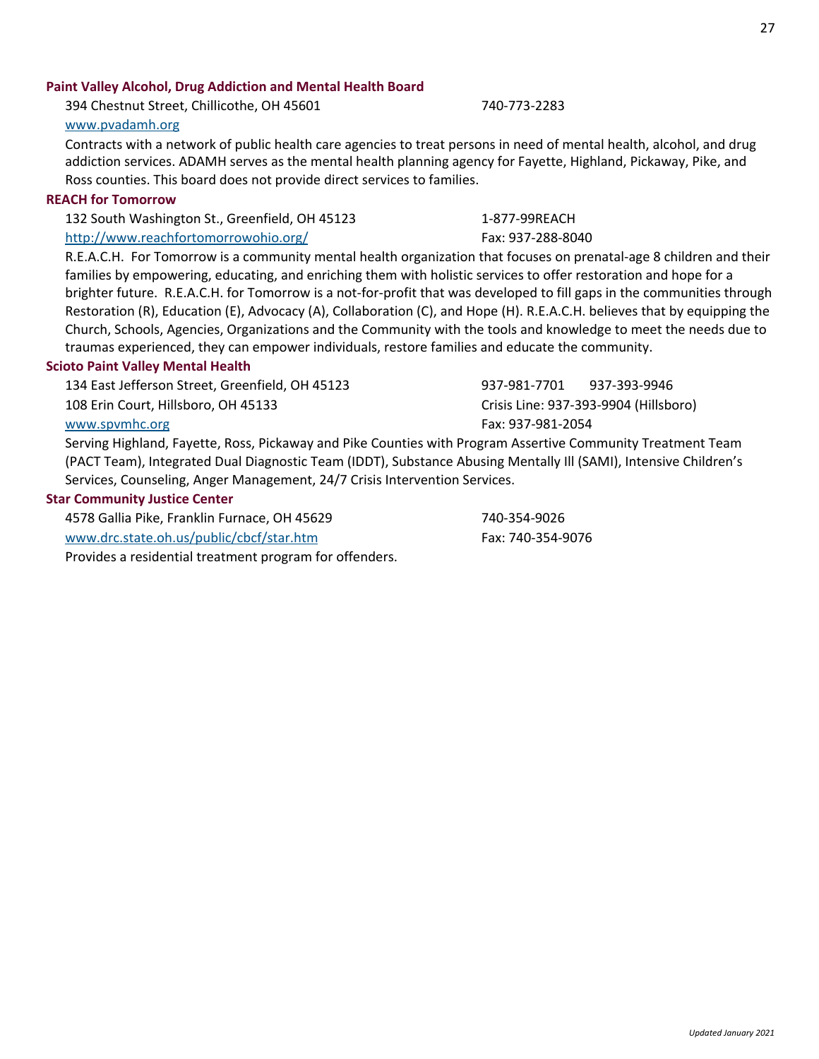### Paint Valley Alcohol, Drug Addiction and Mental Health Board

394 Chestnut Street, Chillicothe, OH 45601 — 740-773-2283

www.pvadamh.org

Contracts with a network of public health care agencies to treat persons in need of mental health, alcohol, and drug addiction services. ADAMH serves as the mental health planning agency for Fayette, Highland, Pickaway, Pike, and Ross counties. This board does not provide direct services to families.

### REACH for Tomorrow

132 South Washington St., Greenfield, OH 45123 — 1-877-99REACH

http://www.reachfortomorrowohio.org/ — Fax: 937-288-8040

R.E.A.C.H. For Tomorrow is a community mental health organization that focuses on prenatal-age 8 children and their families by empowering, educating, and enriching them with holistic services to offer restoration and hope for a brighter future. R.E.A.C.H. for Tomorrow is a not-for-profit that was developed to fill gaps in the communities through Restoration (R), Education (E), Advocacy (A), Collaboration (C), and Hope (H). R.E.A.C.H. believes that by equipping the Church, Schools, Agencies, Organizations and the Community with the tools and knowledge to meet the needs due to traumas experienced, they can empower individuals, restore families and educate the community.

### Scioto Paint Valley Mental Health

134 East Jefferson Street, Greenfield, OH 45123 — 937-981-7701 937-393-9946

108 Erin Court, Hillsboro, OH 45133 — Crisis Line: 937-393-9904 (Hillsboro)

www.spvmhc.org — Fax: 937-981-2054

Serving Highland, Fayette, Ross, Pickaway and Pike Counties with Program Assertive Community Treatment Team (PACT Team), Integrated Dual Diagnostic Team (IDDT), Substance Abusing Mentally Ill (SAMI), Intensive Children's Services, Counseling, Anger Management, 24/7 Crisis Intervention Services.

### Star Community Justice Center

4578 Gallia Pike, Franklin Furnace, OH 45629 — 740-354-9026

www.drc.state.oh.us/public/cbcf/star.htm — Fax: 740-354-9076

Provides a residential treatment program for offenders.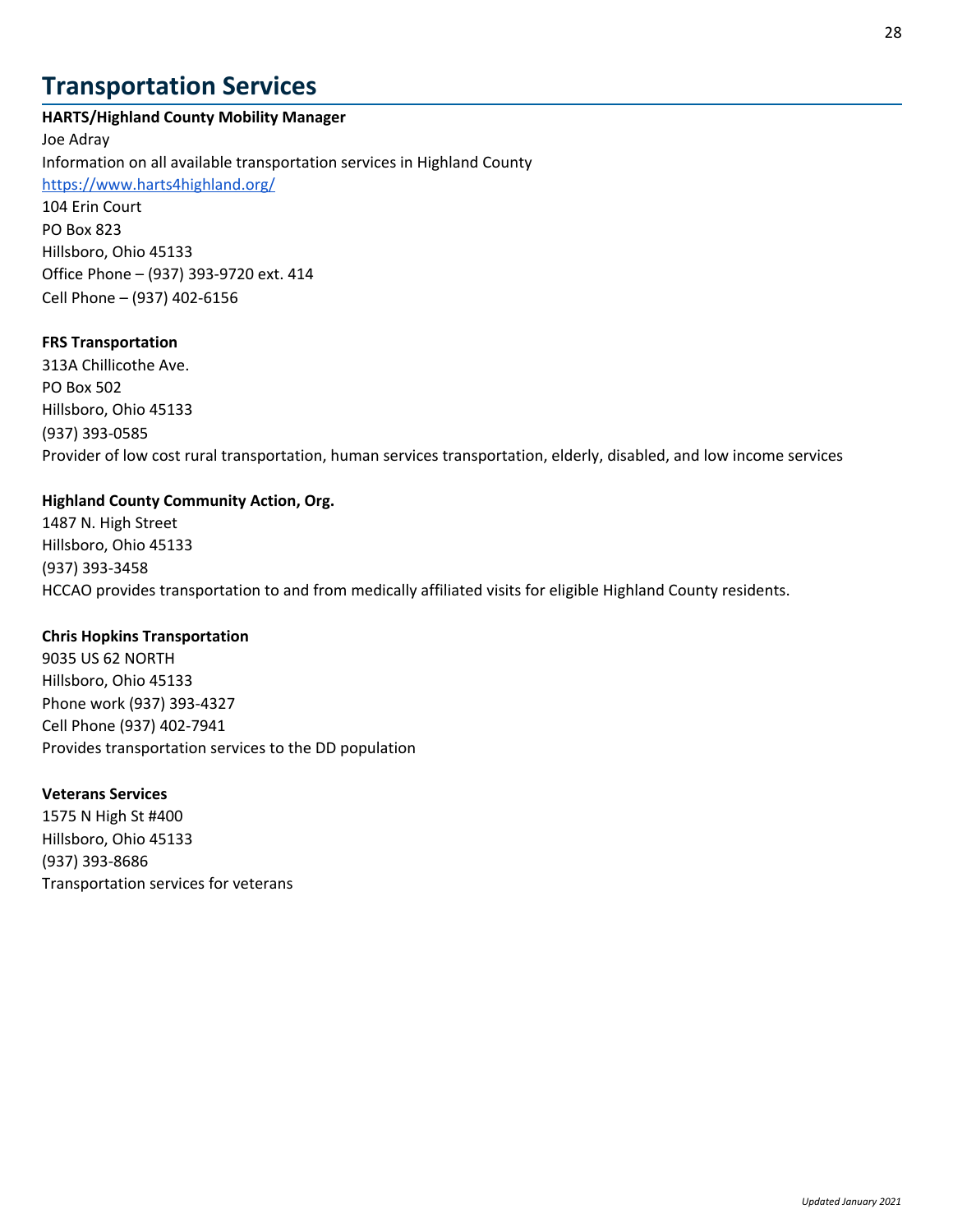# Transportation Services

**HARTS/Highland County Mobility Manager**
Joe Adray
Information on all available transportation services in Highland County
https://www.harts4highland.org/
104 Erin Court
PO Box 823
Hillsboro, Ohio 45133
Office Phone – (937) 393-9720 ext. 414
Cell Phone – (937) 402-6156

**FRS Transportation**
313A Chillicothe Ave.
PO Box 502
Hillsboro, Ohio 45133
(937) 393-0585
Provider of low cost rural transportation, human services transportation, elderly, disabled, and low income services

**Highland County Community Action, Org.**
1487 N. High Street
Hillsboro, Ohio 45133
(937) 393-3458
HCCAO provides transportation to and from medically affiliated visits for eligible Highland County residents.

**Chris Hopkins Transportation**
9035 US 62 NORTH
Hillsboro, Ohio 45133
Phone work (937) 393-4327
Cell Phone (937) 402-7941
Provides transportation services to the DD population

**Veterans Services**
1575 N High St #400
Hillsboro, Ohio 45133
(937) 393-8686
Transportation services for veterans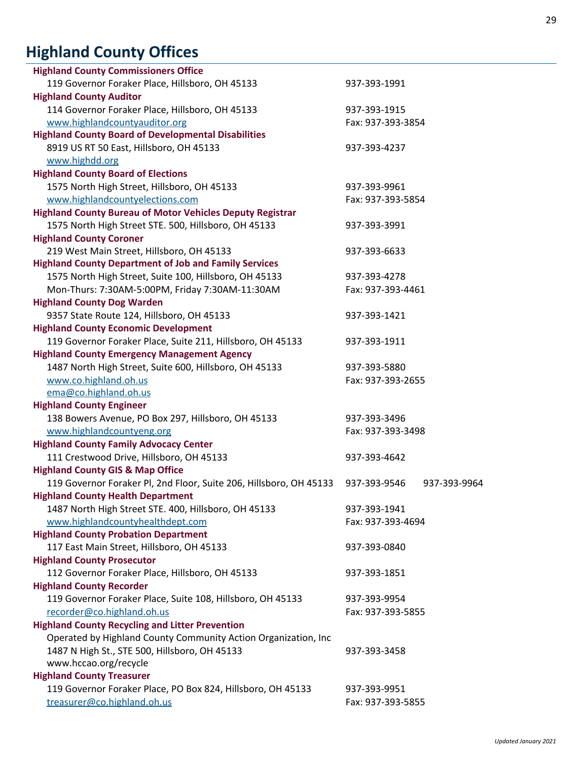## Highland County Offices

**Highland County Commissioners Office**
119 Governor Foraker Place, Hillsboro, OH 45133 — 937-393-1991

**Highland County Auditor**
114 Governor Foraker Place, Hillsboro, OH 45133 — 937-393-1915
www.highlandcountyauditor.org — Fax: 937-393-3854

**Highland County Board of Developmental Disabilities**
8919 US RT 50 East, Hillsboro, OH 45133 — 937-393-4237
www.highdd.org

**Highland County Board of Elections**
1575 North High Street, Hillsboro, OH 45133 — 937-393-9961
www.highlandcountyelections.com — Fax: 937-393-5854

**Highland County Bureau of Motor Vehicles Deputy Registrar**
1575 North High Street STE. 500, Hillsboro, OH 45133 — 937-393-3991

**Highland County Coroner**
219 West Main Street, Hillsboro, OH 45133 — 937-393-6633

**Highland County Department of Job and Family Services**
1575 North High Street, Suite 100, Hillsboro, OH 45133 — 937-393-4278
Mon-Thurs: 7:30AM-5:00PM, Friday 7:30AM-11:30AM — Fax: 937-393-4461

**Highland County Dog Warden**
9357 State Route 124, Hillsboro, OH 45133 — 937-393-1421

**Highland County Economic Development**
119 Governor Foraker Place, Suite 211, Hillsboro, OH 45133 — 937-393-1911

**Highland County Emergency Management Agency**
1487 North High Street, Suite 600, Hillsboro, OH 45133 — 937-393-5880
www.co.highland.oh.us — Fax: 937-393-2655
ema@co.highland.oh.us

**Highland County Engineer**
138 Bowers Avenue, PO Box 297, Hillsboro, OH 45133 — 937-393-3496
www.highlandcountyeng.org — Fax: 937-393-3498

**Highland County Family Advocacy Center**
111 Crestwood Drive, Hillsboro, OH 45133 — 937-393-4642

**Highland County GIS & Map Office**
119 Governor Foraker Pl, 2nd Floor, Suite 206, Hillsboro, OH 45133 — 937-393-9546 — 937-393-9964

**Highland County Health Department**
1487 North High Street STE. 400, Hillsboro, OH 45133 — 937-393-1941
www.highlandcountyhealthdept.com — Fax: 937-393-4694

**Highland County Probation Department**
117 East Main Street, Hillsboro, OH 45133 — 937-393-0840

**Highland County Prosecutor**
112 Governor Foraker Place, Hillsboro, OH 45133 — 937-393-1851

**Highland County Recorder**
119 Governor Foraker Place, Suite 108, Hillsboro, OH 45133 — 937-393-9954
recorder@co.highland.oh.us — Fax: 937-393-5855

**Highland County Recycling and Litter Prevention**
Operated by Highland County Community Action Organization, Inc
1487 N High St., STE 500, Hillsboro, OH 45133 — 937-393-3458
www.hccao.org/recycle

**Highland County Treasurer**
119 Governor Foraker Place, PO Box 824, Hillsboro, OH 45133 — 937-393-9951
treasurer@co.highland.oh.us — Fax: 937-393-5855

*Updated January 2021*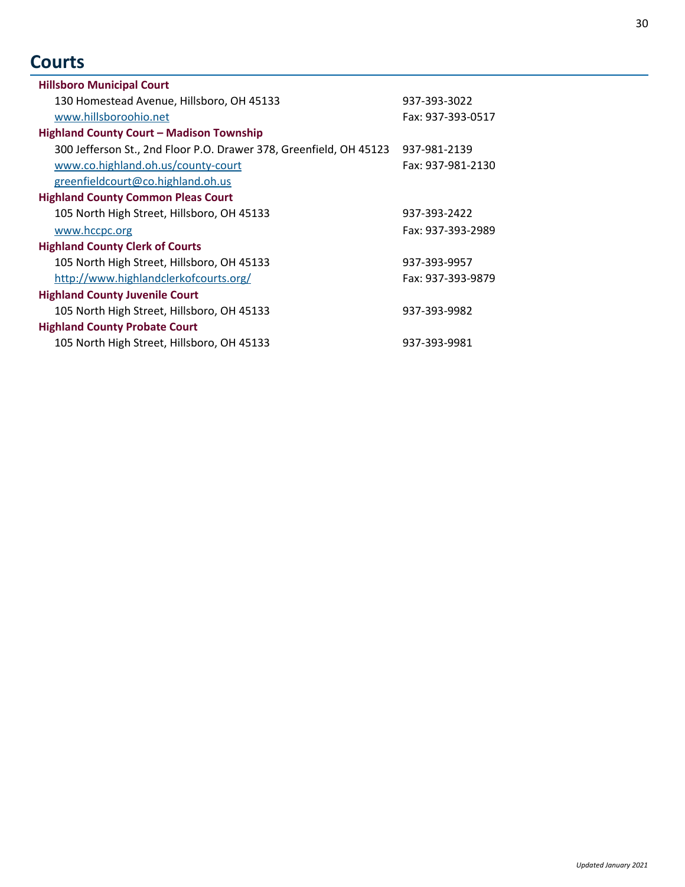# Courts

**Hillsboro Municipal Court**
130 Homestead Avenue, Hillsboro, OH 45133 — 937-393-3022
www.hillsboroohio.net — Fax: 937-393-0517

**Highland County Court – Madison Township**
300 Jefferson St., 2nd Floor P.O. Drawer 378, Greenfield, OH 45123 — 937-981-2139
www.co.highland.oh.us/county-court — Fax: 937-981-2130
greenfieldcourt@co.highland.oh.us

**Highland County Common Pleas Court**
105 North High Street, Hillsboro, OH 45133 — 937-393-2422
www.hccpc.org — Fax: 937-393-2989

**Highland County Clerk of Courts**
105 North High Street, Hillsboro, OH 45133 — 937-393-9957
http://www.highlandclerkofcourts.org/ — Fax: 937-393-9879

**Highland County Juvenile Court**
105 North High Street, Hillsboro, OH 45133 — 937-393-9982

**Highland County Probate Court**
105 North High Street, Hillsboro, OH 45133 — 937-393-9981

*Updated January 2021*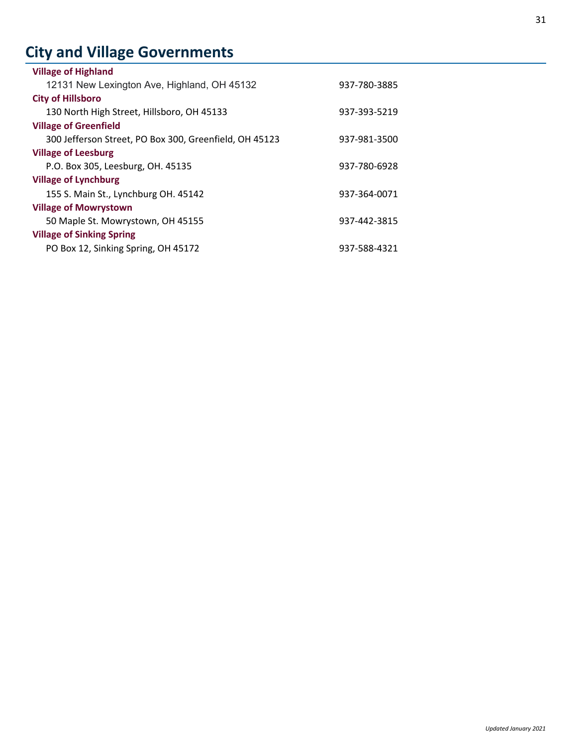# City and Village Governments

**Village of Highland**

12131 New Lexington Ave, Highland, OH 45132 — 937-780-3885

**City of Hillsboro**

130 North High Street, Hillsboro, OH 45133 — 937-393-5219

**Village of Greenfield**

300 Jefferson Street, PO Box 300, Greenfield, OH 45123 — 937-981-3500

**Village of Leesburg**

P.O. Box 305, Leesburg, OH. 45135 — 937-780-6928

**Village of Lynchburg**

155 S. Main St., Lynchburg OH. 45142 — 937-364-0071

**Village of Mowrystown**

50 Maple St. Mowrystown, OH 45155 — 937-442-3815

**Village of Sinking Spring**

PO Box 12, Sinking Spring, OH 45172 — 937-588-4321

*Updated January 2021*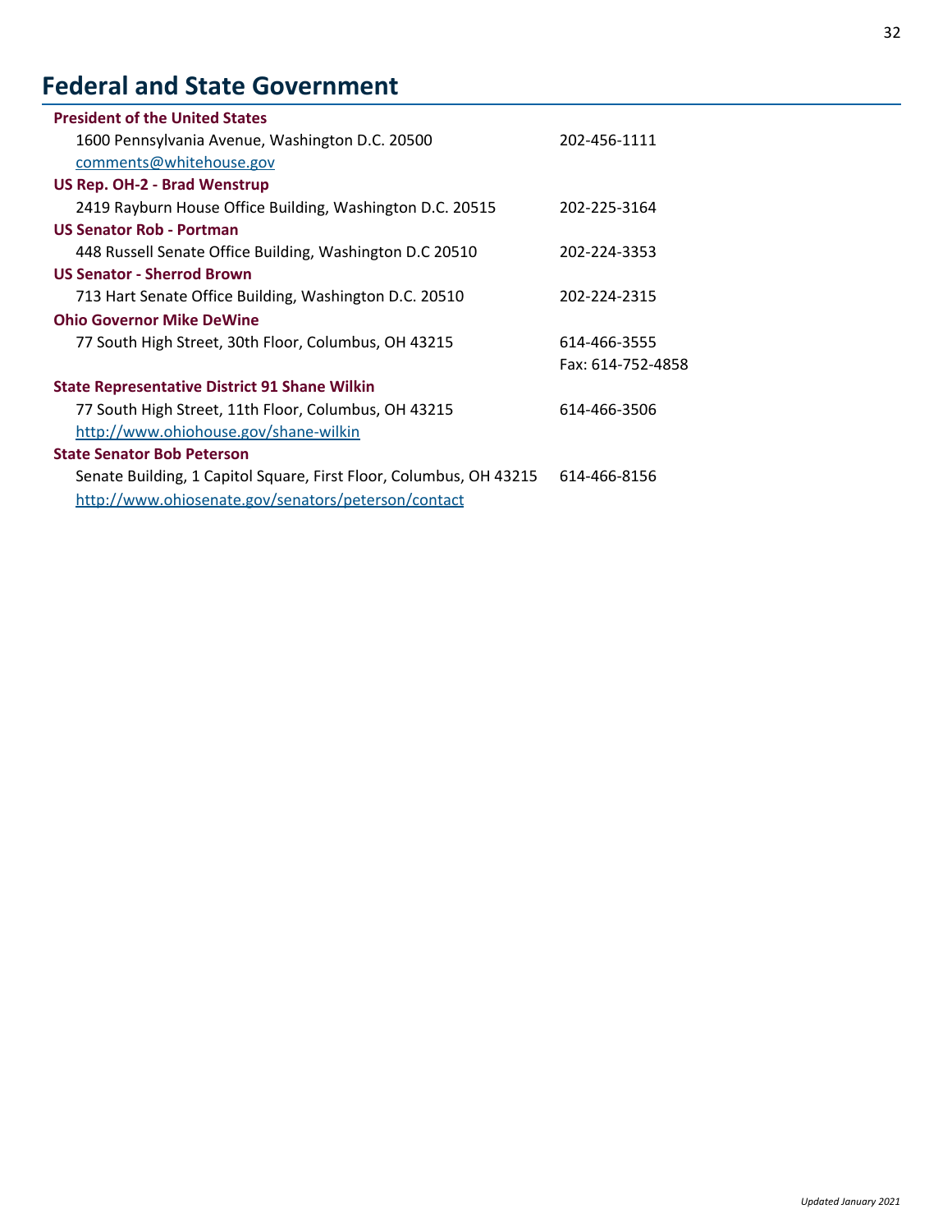# Federal and State Government

**President of the United States**

1600 Pennsylvania Avenue, Washington D.C. 20500 — 202-456-1111

comments@whitehouse.gov

**US Rep. OH-2 - Brad Wenstrup**

2419 Rayburn House Office Building, Washington D.C. 20515 — 202-225-3164

**US Senator Rob - Portman**

448 Russell Senate Office Building, Washington D.C 20510 — 202-224-3353

**US Senator - Sherrod Brown**

713 Hart Senate Office Building, Washington D.C. 20510 — 202-224-2315

**Ohio Governor Mike DeWine**

77 South High Street, 30th Floor, Columbus, OH 43215 — 614-466-3555

Fax: 614-752-4858

**State Representative District 91 Shane Wilkin**

77 South High Street, 11th Floor, Columbus, OH 43215 — 614-466-3506

http://www.ohiohouse.gov/shane-wilkin

**State Senator Bob Peterson**

Senate Building, 1 Capitol Square, First Floor, Columbus, OH 43215 — 614-466-8156

http://www.ohiosenate.gov/senators/peterson/contact

*Updated January 2021*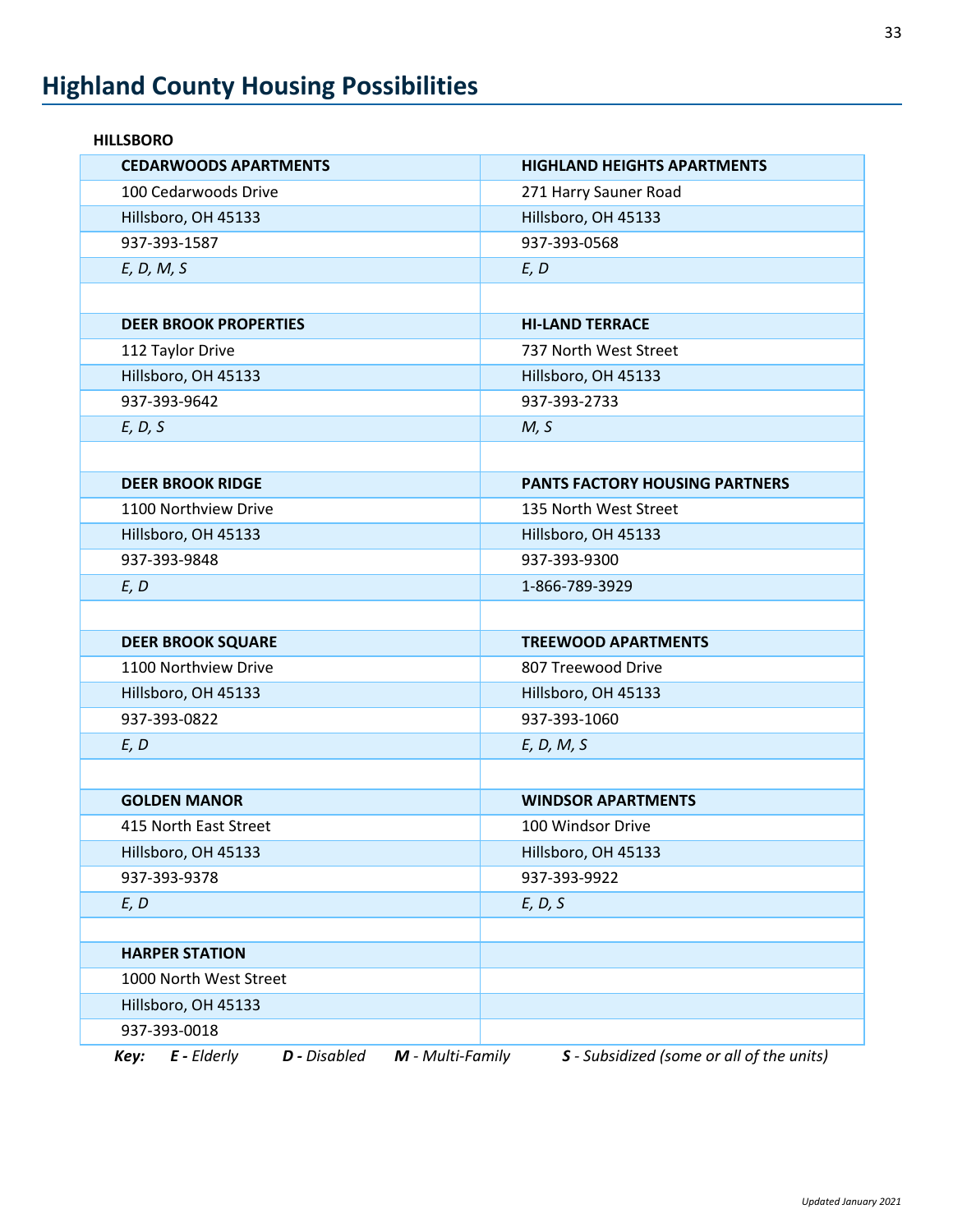# Highland County Housing Possibilities

**HILLSBORO**

| CEDARWOODS APARTMENTS | HIGHLAND HEIGHTS APARTMENTS |
|---|---|
| 100 Cedarwoods Drive | 271 Harry Sauner Road |
| Hillsboro, OH 45133 | Hillsboro, OH 45133 |
| 937-393-1587 | 937-393-0568 |
| *E, D, M, S* | *E, D* |
| | |
| **DEER BROOK PROPERTIES** | **HI-LAND TERRACE** |
| 112 Taylor Drive | 737 North West Street |
| Hillsboro, OH 45133 | Hillsboro, OH 45133 |
| 937-393-9642 | 937-393-2733 |
| *E, D, S* | *M, S* |
| | |
| **DEER BROOK RIDGE** | **PANTS FACTORY HOUSING PARTNERS** |
| 1100 Northview Drive | 135 North West Street |
| Hillsboro, OH 45133 | Hillsboro, OH 45133 |
| 937-393-9848 | 937-393-9300 |
| *E, D* | 1-866-789-3929 |
| | |
| **DEER BROOK SQUARE** | **TREEWOOD APARTMENTS** |
| 1100 Northview Drive | 807 Treewood Drive |
| Hillsboro, OH 45133 | Hillsboro, OH 45133 |
| 937-393-0822 | 937-393-1060 |
| *E, D* | *E, D, M, S* |
| | |
| **GOLDEN MANOR** | **WINDSOR APARTMENTS** |
| 415 North East Street | 100 Windsor Drive |
| Hillsboro, OH 45133 | Hillsboro, OH 45133 |
| 937-393-9378 | 937-393-9922 |
| *E, D* | *E, D, S* |
| | |
| **HARPER STATION** | |
| 1000 North West Street | |
| Hillsboro, OH 45133 | |
| 937-393-0018 | |

***Key:*** ***E** - Elderly* ***D** - Disabled* ***M** - Multi-Family* ***S** - Subsidized (some or all of the units)*

*Updated January 2021*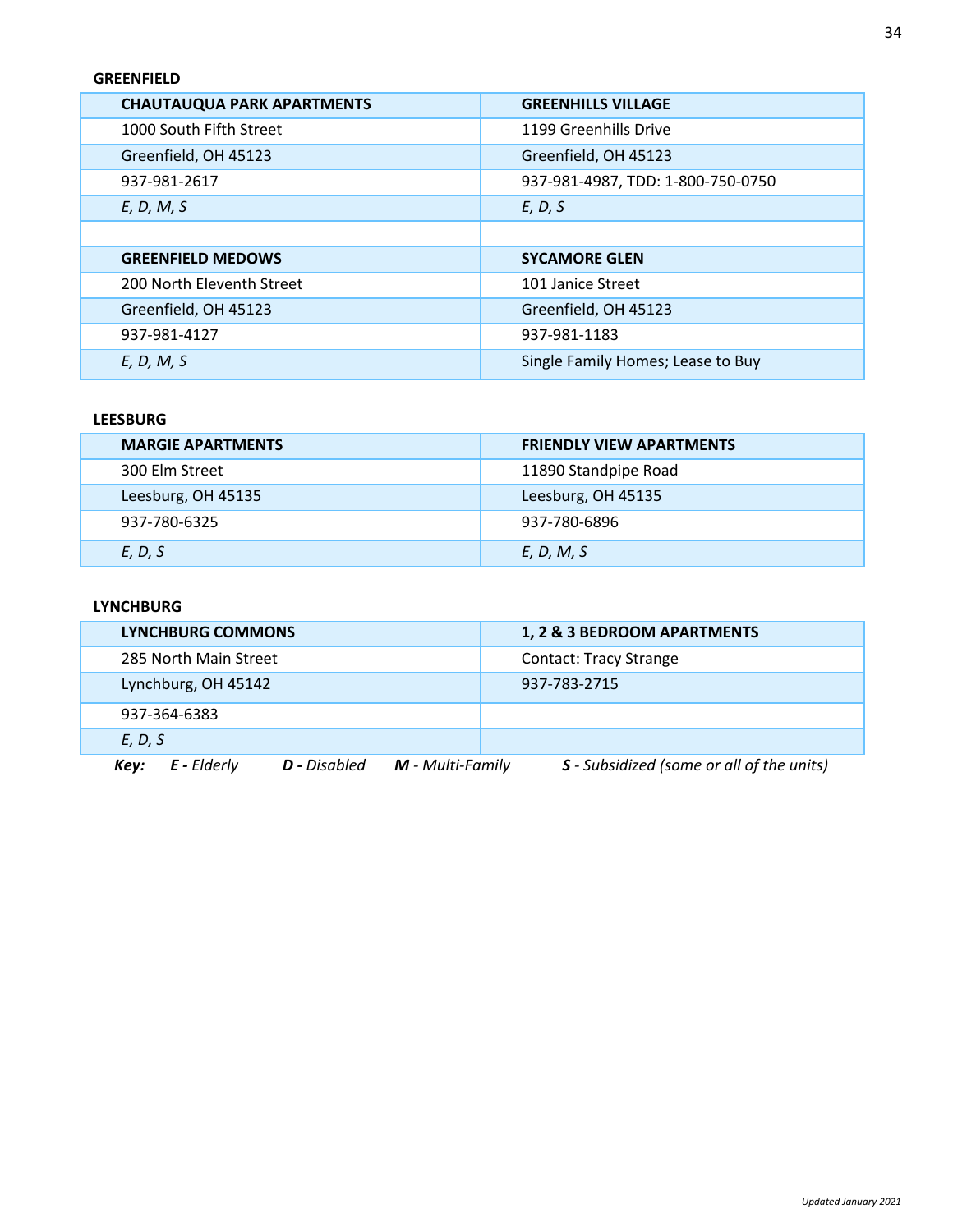**GREENFIELD**

| CHAUTAUQUA PARK APARTMENTS | GREENHILLS VILLAGE |
|---|---|
| 1000 South Fifth Street | 1199 Greenhills Drive |
| Greenfield, OH 45123 | Greenfield, OH 45123 |
| 937-981-2617 | 937-981-4987, TDD: 1-800-750-0750 |
| *E, D, M, S* | *E, D, S* |
| | |
| **GREENFIELD MEDOWS** | **SYCAMORE GLEN** |
| 200 North Eleventh Street | 101 Janice Street |
| Greenfield, OH 45123 | Greenfield, OH 45123 |
| 937-981-4127 | 937-981-1183 |
| *E, D, M, S* | Single Family Homes; Lease to Buy |

**LEESBURG**

| MARGIE APARTMENTS | FRIENDLY VIEW APARTMENTS |
|---|---|
| 300 Elm Street | 11890 Standpipe Road |
| Leesburg, OH 45135 | Leesburg, OH 45135 |
| 937-780-6325 | 937-780-6896 |
| *E, D, S* | *E, D, M, S* |

**LYNCHBURG**

| LYNCHBURG COMMONS | 1, 2 & 3 BEDROOM APARTMENTS |
|---|---|
| 285 North Main Street | Contact: Tracy Strange |
| Lynchburg, OH 45142 | 937-783-2715 |
| 937-364-6383 | |
| *E, D, S* | |

***Key:*** ***E -*** *Elderly* ***D -*** *Disabled* ***M*** *- Multi-Family* ***S*** *- Subsidized (some or all of the units)*

*Updated January 2021*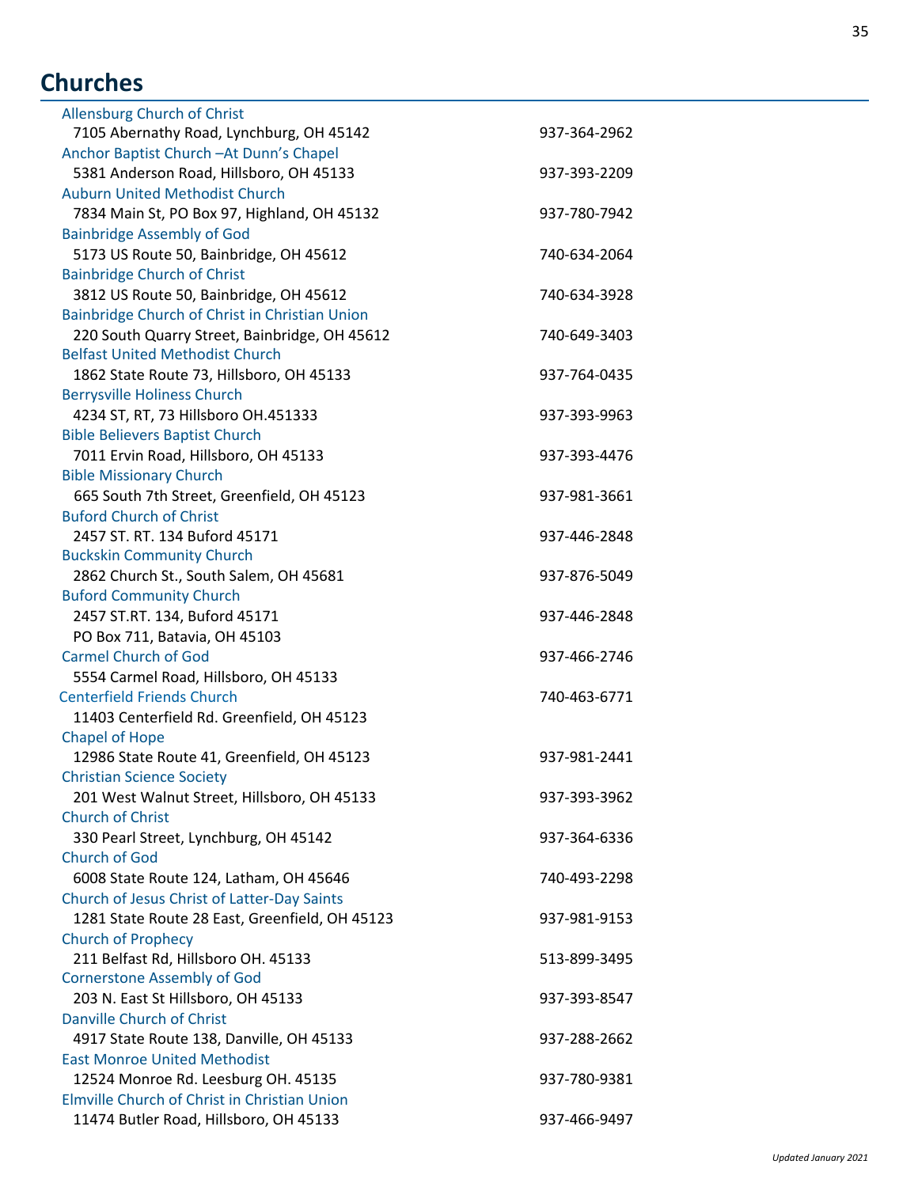## Churches

| | |
|---|---|
| Allensburg Church of Christ<br>7105 Abernathy Road, Lynchburg, OH 45142 | 937-364-2962 |
| Anchor Baptist Church –At Dunn's Chapel<br>5381 Anderson Road, Hillsboro, OH 45133 | 937-393-2209 |
| Auburn United Methodist Church<br>7834 Main St, PO Box 97, Highland, OH 45132 | 937-780-7942 |
| Bainbridge Assembly of God<br>5173 US Route 50, Bainbridge, OH 45612 | 740-634-2064 |
| Bainbridge Church of Christ<br>3812 US Route 50, Bainbridge, OH 45612 | 740-634-3928 |
| Bainbridge Church of Christ in Christian Union<br>220 South Quarry Street, Bainbridge, OH 45612 | 740-649-3403 |
| Belfast United Methodist Church<br>1862 State Route 73, Hillsboro, OH 45133 | 937-764-0435 |
| Berrysville Holiness Church<br>4234 ST, RT, 73 Hillsboro OH.451333 | 937-393-9963 |
| Bible Believers Baptist Church<br>7011 Ervin Road, Hillsboro, OH 45133 | 937-393-4476 |
| Bible Missionary Church<br>665 South 7th Street, Greenfield, OH 45123 | 937-981-3661 |
| Buford Church of Christ<br>2457 ST. RT. 134 Buford 45171 | 937-446-2848 |
| Buckskin Community Church<br>2862 Church St., South Salem, OH 45681 | 937-876-5049 |
| Buford Community Church<br>2457 ST.RT. 134, Buford 45171<br>PO Box 711, Batavia, OH 45103 | 937-446-2848 |
| Carmel Church of God<br>5554 Carmel Road, Hillsboro, OH 45133 | 937-466-2746 |
| Centerfield Friends Church<br>11403 Centerfield Rd. Greenfield, OH 45123 | 740-463-6771 |
| Chapel of Hope<br>12986 State Route 41, Greenfield, OH 45123 | 937-981-2441 |
| Christian Science Society<br>201 West Walnut Street, Hillsboro, OH 45133 | 937-393-3962 |
| Church of Christ<br>330 Pearl Street, Lynchburg, OH 45142 | 937-364-6336 |
| Church of God<br>6008 State Route 124, Latham, OH 45646 | 740-493-2298 |
| Church of Jesus Christ of Latter-Day Saints<br>1281 State Route 28 East, Greenfield, OH 45123 | 937-981-9153 |
| Church of Prophecy<br>211 Belfast Rd, Hillsboro OH. 45133 | 513-899-3495 |
| Cornerstone Assembly of God<br>203 N. East St Hillsboro, OH 45133 | 937-393-8547 |
| Danville Church of Christ<br>4917 State Route 138, Danville, OH 45133 | 937-288-2662 |
| East Monroe United Methodist<br>12524 Monroe Rd. Leesburg OH. 45135 | 937-780-9381 |
| Elmville Church of Christ in Christian Union<br>11474 Butler Road, Hillsboro, OH 45133 | 937-466-9497 |

*Updated January 2021*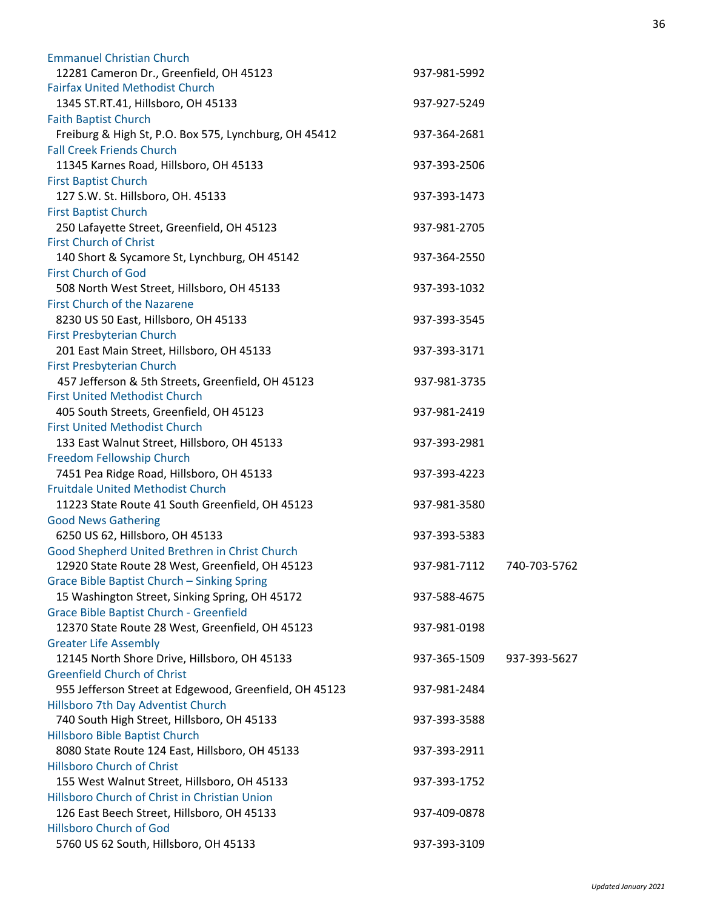Emmanuel Christian Church
12281 Cameron Dr., Greenfield, OH 45123 937-981-5992

Fairfax United Methodist Church
1345 ST.RT.41, Hillsboro, OH 45133 937-927-5249

Faith Baptist Church
Freiburg & High St, P.O. Box 575, Lynchburg, OH 45412 937-364-2681

Fall Creek Friends Church
11345 Karnes Road, Hillsboro, OH 45133 937-393-2506

First Baptist Church
127 S.W. St. Hillsboro, OH. 45133 937-393-1473

First Baptist Church
250 Lafayette Street, Greenfield, OH 45123 937-981-2705

First Church of Christ
140 Short & Sycamore St, Lynchburg, OH 45142 937-364-2550

First Church of God
508 North West Street, Hillsboro, OH 45133 937-393-1032

First Church of the Nazarene
8230 US 50 East, Hillsboro, OH 45133 937-393-3545

First Presbyterian Church
201 East Main Street, Hillsboro, OH 45133 937-393-3171

First Presbyterian Church
457 Jefferson & 5th Streets, Greenfield, OH 45123 937-981-3735

First United Methodist Church
405 South Streets, Greenfield, OH 45123 937-981-2419

First United Methodist Church
133 East Walnut Street, Hillsboro, OH 45133 937-393-2981

Freedom Fellowship Church
7451 Pea Ridge Road, Hillsboro, OH 45133 937-393-4223

Fruitdale United Methodist Church
11223 State Route 41 South Greenfield, OH 45123 937-981-3580

Good News Gathering
6250 US 62, Hillsboro, OH 45133 937-393-5383

Good Shepherd United Brethren in Christ Church
12920 State Route 28 West, Greenfield, OH 45123 937-981-7112 740-703-5762

Grace Bible Baptist Church – Sinking Spring
15 Washington Street, Sinking Spring, OH 45172 937-588-4675

Grace Bible Baptist Church - Greenfield
12370 State Route 28 West, Greenfield, OH 45123 937-981-0198

Greater Life Assembly
12145 North Shore Drive, Hillsboro, OH 45133 937-365-1509 937-393-5627

Greenfield Church of Christ
955 Jefferson Street at Edgewood, Greenfield, OH 45123 937-981-2484

Hillsboro 7th Day Adventist Church
740 South High Street, Hillsboro, OH 45133 937-393-3588

Hillsboro Bible Baptist Church
8080 State Route 124 East, Hillsboro, OH 45133 937-393-2911

Hillsboro Church of Christ
155 West Walnut Street, Hillsboro, OH 45133 937-393-1752

Hillsboro Church of Christ in Christian Union
126 East Beech Street, Hillsboro, OH 45133 937-409-0878

Hillsboro Church of God
5760 US 62 South, Hillsboro, OH 45133 937-393-3109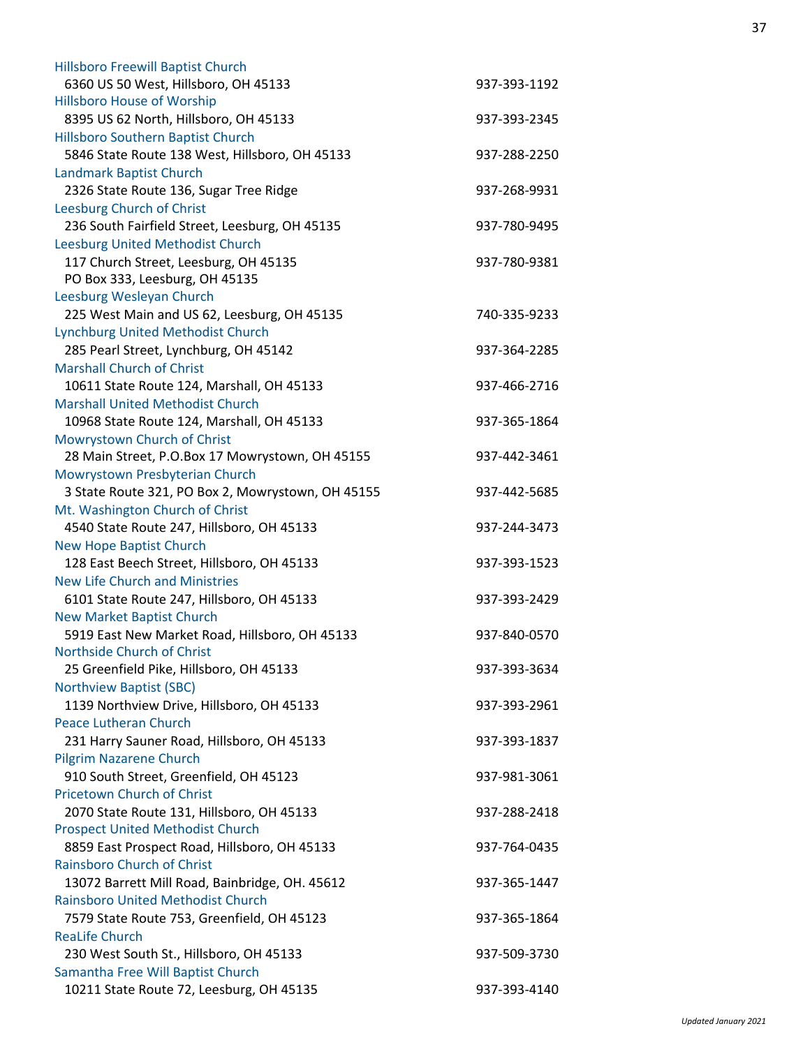Hillsboro Freewill Baptist Church
6360 US 50 West, Hillsboro, OH 45133 — 937-393-1192

Hillsboro House of Worship
8395 US 62 North, Hillsboro, OH 45133 — 937-393-2345

Hillsboro Southern Baptist Church
5846 State Route 138 West, Hillsboro, OH 45133 — 937-288-2250

Landmark Baptist Church
2326 State Route 136, Sugar Tree Ridge — 937-268-9931

Leesburg Church of Christ
236 South Fairfield Street, Leesburg, OH 45135 — 937-780-9495

Leesburg United Methodist Church
117 Church Street, Leesburg, OH 45135 — 937-780-9381
PO Box 333, Leesburg, OH 45135

Leesburg Wesleyan Church
225 West Main and US 62, Leesburg, OH 45135 — 740-335-9233

Lynchburg United Methodist Church
285 Pearl Street, Lynchburg, OH 45142 — 937-364-2285

Marshall Church of Christ
10611 State Route 124, Marshall, OH 45133 — 937-466-2716

Marshall United Methodist Church
10968 State Route 124, Marshall, OH 45133 — 937-365-1864

Mowrystown Church of Christ
28 Main Street, P.O.Box 17 Mowrystown, OH 45155 — 937-442-3461

Mowrystown Presbyterian Church
3 State Route 321, PO Box 2, Mowrystown, OH 45155 — 937-442-5685

Mt. Washington Church of Christ
4540 State Route 247, Hillsboro, OH 45133 — 937-244-3473

New Hope Baptist Church
128 East Beech Street, Hillsboro, OH 45133 — 937-393-1523

New Life Church and Ministries
6101 State Route 247, Hillsboro, OH 45133 — 937-393-2429

New Market Baptist Church
5919 East New Market Road, Hillsboro, OH 45133 — 937-840-0570

Northside Church of Christ
25 Greenfield Pike, Hillsboro, OH 45133 — 937-393-3634

Northview Baptist (SBC)
1139 Northview Drive, Hillsboro, OH 45133 — 937-393-2961

Peace Lutheran Church
231 Harry Sauner Road, Hillsboro, OH 45133 — 937-393-1837

Pilgrim Nazarene Church
910 South Street, Greenfield, OH 45123 — 937-981-3061

Pricetown Church of Christ
2070 State Route 131, Hillsboro, OH 45133 — 937-288-2418

Prospect United Methodist Church
8859 East Prospect Road, Hillsboro, OH 45133 — 937-764-0435

Rainsboro Church of Christ
13072 Barrett Mill Road, Bainbridge, OH. 45612 — 937-365-1447

Rainsboro United Methodist Church
7579 State Route 753, Greenfield, OH 45123 — 937-365-1864

ReaLife Church
230 West South St., Hillsboro, OH 45133 — 937-509-3730

Samantha Free Will Baptist Church
10211 State Route 72, Leesburg, OH 45135 — 937-393-4140

*Updated January 2021*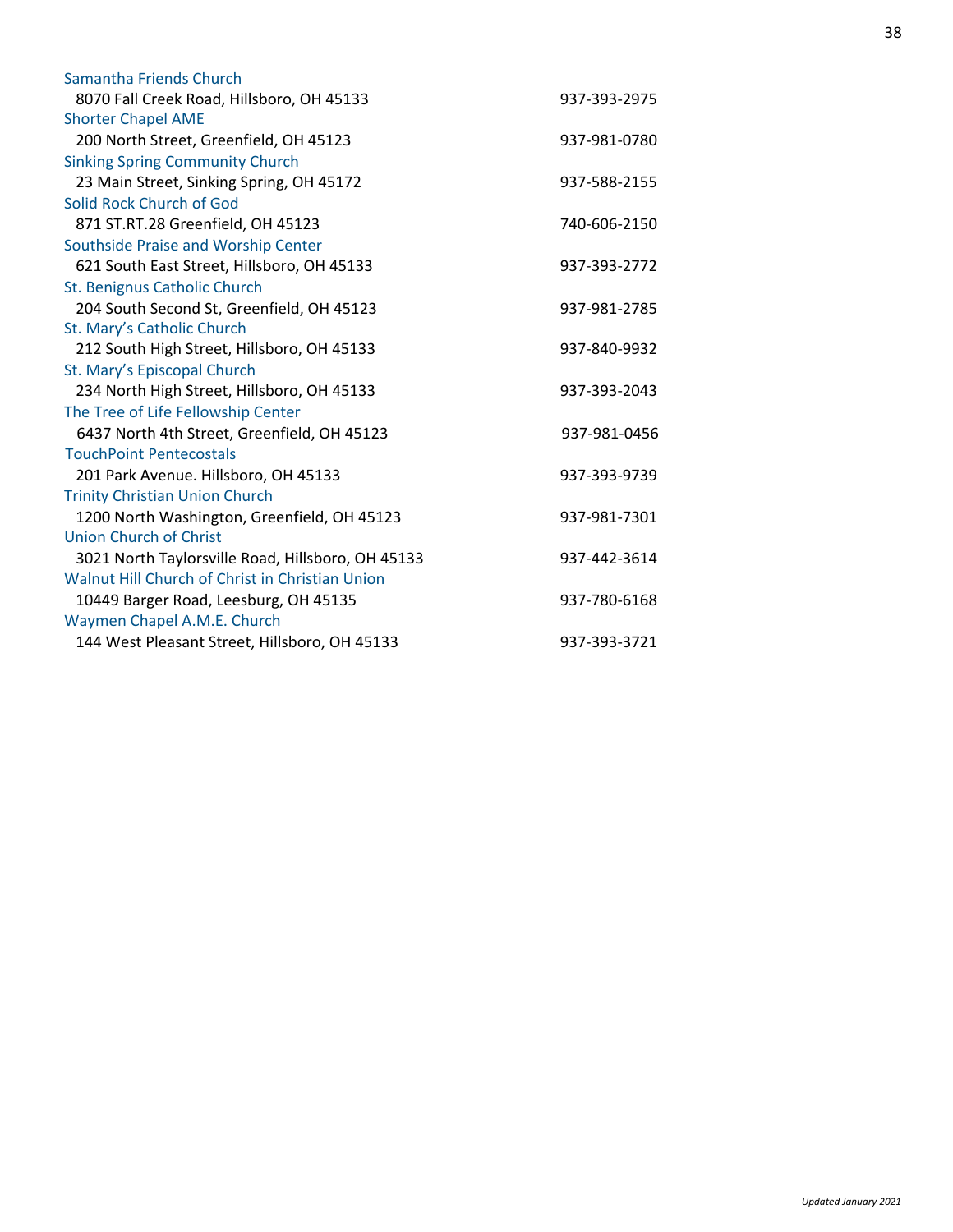Samantha Friends Church
8070 Fall Creek Road, Hillsboro, OH 45133 937-393-2975

Shorter Chapel AME
200 North Street, Greenfield, OH 45123 937-981-0780

Sinking Spring Community Church
23 Main Street, Sinking Spring, OH 45172 937-588-2155

Solid Rock Church of God
871 ST.RT.28 Greenfield, OH 45123 740-606-2150

Southside Praise and Worship Center
621 South East Street, Hillsboro, OH 45133 937-393-2772

St. Benignus Catholic Church
204 South Second St, Greenfield, OH 45123 937-981-2785

St. Mary's Catholic Church
212 South High Street, Hillsboro, OH 45133 937-840-9932

St. Mary's Episcopal Church
234 North High Street, Hillsboro, OH 45133 937-393-2043

The Tree of Life Fellowship Center
6437 North 4th Street, Greenfield, OH 45123 937-981-0456

TouchPoint Pentecostals
201 Park Avenue. Hillsboro, OH 45133 937-393-9739

Trinity Christian Union Church
1200 North Washington, Greenfield, OH 45123 937-981-7301

Union Church of Christ
3021 North Taylorsville Road, Hillsboro, OH 45133 937-442-3614

Walnut Hill Church of Christ in Christian Union
10449 Barger Road, Leesburg, OH 45135 937-780-6168

Waymen Chapel A.M.E. Church
144 West Pleasant Street, Hillsboro, OH 45133 937-393-3721

*Updated January 2021*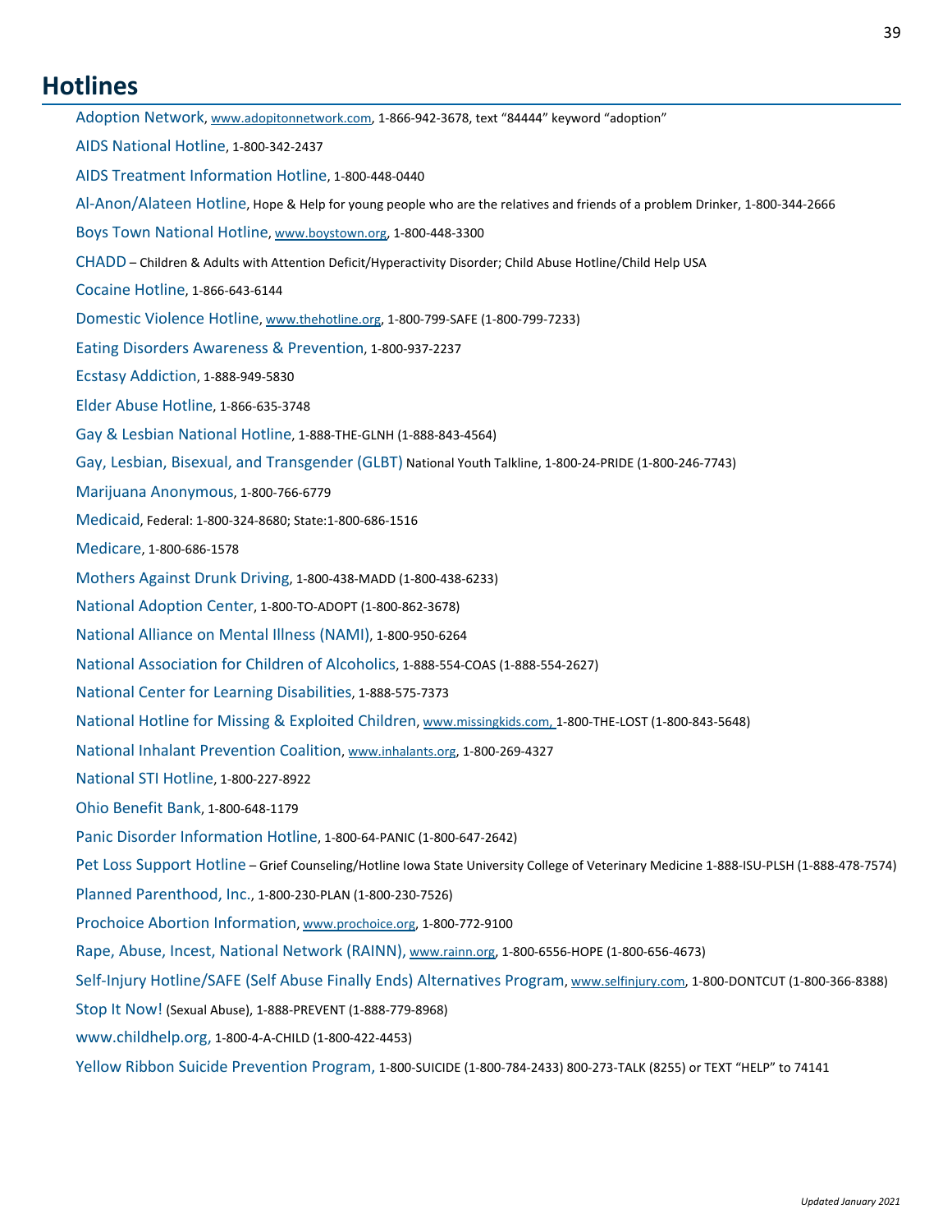# Hotlines

Adoption Network, www.adopitonnetwork.com, 1-866-942-3678, text "84444" keyword "adoption"

AIDS National Hotline, 1-800-342-2437

AIDS Treatment Information Hotline, 1-800-448-0440

Al-Anon/Alateen Hotline, Hope & Help for young people who are the relatives and friends of a problem Drinker, 1-800-344-2666

Boys Town National Hotline, www.boystown.org, 1-800-448-3300

CHADD – Children & Adults with Attention Deficit/Hyperactivity Disorder; Child Abuse Hotline/Child Help USA

Cocaine Hotline, 1-866-643-6144

Domestic Violence Hotline, www.thehotline.org, 1-800-799-SAFE (1-800-799-7233)

Eating Disorders Awareness & Prevention, 1-800-937-2237

Ecstasy Addiction, 1-888-949-5830

Elder Abuse Hotline, 1-866-635-3748

Gay & Lesbian National Hotline, 1-888-THE-GLNH (1-888-843-4564)

Gay, Lesbian, Bisexual, and Transgender (GLBT) National Youth Talkline, 1-800-24-PRIDE (1-800-246-7743)

Marijuana Anonymous, 1-800-766-6779

Medicaid, Federal: 1-800-324-8680; State:1-800-686-1516

Medicare, 1-800-686-1578

Mothers Against Drunk Driving, 1-800-438-MADD (1-800-438-6233)

National Adoption Center, 1-800-TO-ADOPT (1-800-862-3678)

National Alliance on Mental Illness (NAMI), 1-800-950-6264

National Association for Children of Alcoholics, 1-888-554-COAS (1-888-554-2627)

National Center for Learning Disabilities, 1-888-575-7373

National Hotline for Missing & Exploited Children, www.missingkids.com, 1-800-THE-LOST (1-800-843-5648)

National Inhalant Prevention Coalition, www.inhalants.org, 1-800-269-4327

National STI Hotline, 1-800-227-8922

Ohio Benefit Bank, 1-800-648-1179

Panic Disorder Information Hotline, 1-800-64-PANIC (1-800-647-2642)

Pet Loss Support Hotline – Grief Counseling/Hotline Iowa State University College of Veterinary Medicine 1-888-ISU-PLSH (1-888-478-7574)

Planned Parenthood, Inc., 1-800-230-PLAN (1-800-230-7526)

Prochoice Abortion Information, www.prochoice.org, 1-800-772-9100

Rape, Abuse, Incest, National Network (RAINN), www.rainn.org, 1-800-6556-HOPE (1-800-656-4673)

Self-Injury Hotline/SAFE (Self Abuse Finally Ends) Alternatives Program, www.selfinjury.com, 1-800-DONTCUT (1-800-366-8388)

Stop It Now! (Sexual Abuse), 1-888-PREVENT (1-888-779-8968)

www.childhelp.org, 1-800-4-A-CHILD (1-800-422-4453)

Yellow Ribbon Suicide Prevention Program, 1-800-SUICIDE (1-800-784-2433) 800-273-TALK (8255) or TEXT "HELP" to 74141

*Updated January 2021*